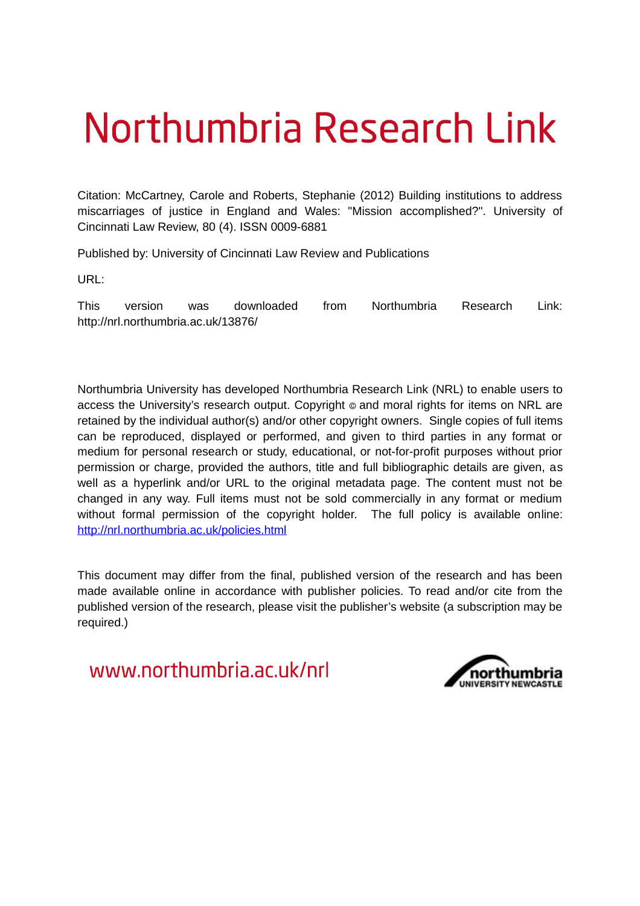# Northumbria Research Link

Citation: McCartney, Carole and Roberts, Stephanie (2012) Building institutions to address miscarriages of justice in England and Wales: "Mission accomplished?". University of Cincinnati Law Review, 80 (4). ISSN 0009-6881

Published by: University of Cincinnati Law Review and Publications

URL:

This version was downloaded from Northumbria Research Link: http://nrl.northumbria.ac.uk/13876/

Northumbria University has developed Northumbria Research Link (NRL) to enable users to access the University's research output. Copyright © and moral rights for items on NRL are retained by the individual author(s) and/or other copyright owners. Single copies of full items can be reproduced, displayed or performed, and given to third parties in any format or medium for personal research or study, educational, or not-for-profit purposes without prior permission or charge, provided the authors, title and full bibliographic details are given, as well as a hyperlink and/or URL to the original metadata page. The content must not be changed in any way. Full items must not be sold commercially in any format or medium without formal permission of the copyright holder. The full policy is available online: http://nrl.northumbria.ac.uk/policies.html

This document may differ from the final, published version of the research and has been made available online in accordance with publisher policies. To read and/or cite from the published version of the research, please visit the publisher's website (a subscription may be required.)

www.northumbria.ac.uk/nrl

northumbria UNIVERSITY NEWCASTLE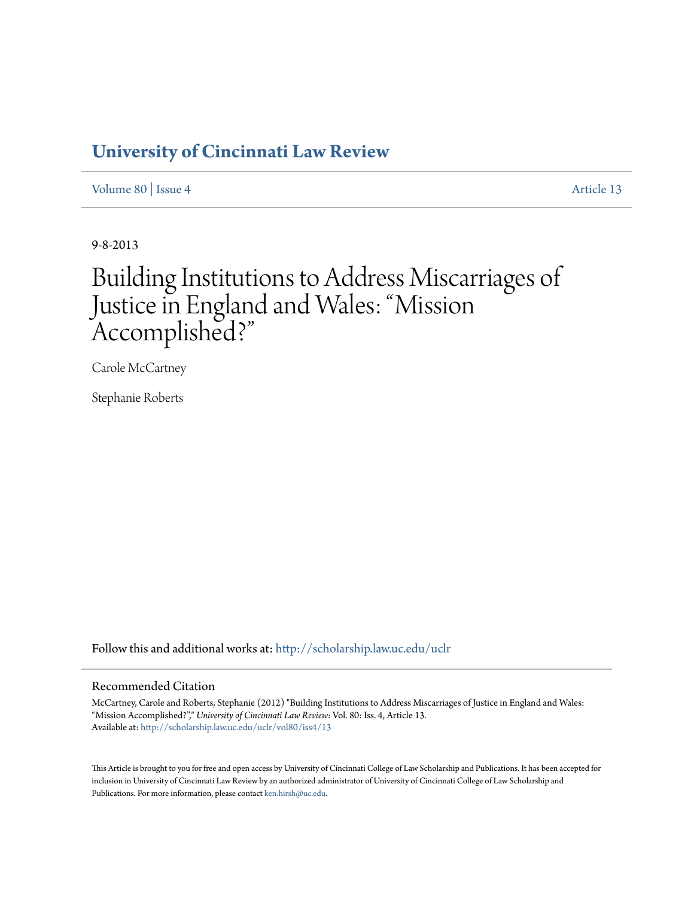# University of Cincinnati Law Review

Volume 80 | Issue 4 Article 13

9-8-2013

# Building Institutions to Address Miscarriages of Justice in England and Wales: "Mission Accomplished?"

Carole McCartney

Stephanie Roberts

Follow this and additional works at: http://scholarship.law.uc.edu/uclr

## Recommended Citation

McCartney, Carole and Roberts, Stephanie (2012) "Building Institutions to Address Miscarriages of Justice in England and Wales: "Mission Accomplished?"," *University of Cincinnati Law Review*: Vol. 80: Iss. 4, Article 13.
Available at: http://scholarship.law.uc.edu/uclr/vol80/iss4/13

This Article is brought to you for free and open access by University of Cincinnati College of Law Scholarship and Publications. It has been accepted for inclusion in University of Cincinnati Law Review by an authorized administrator of University of Cincinnati College of Law Scholarship and Publications. For more information, please contact ken.hirsh@uc.edu.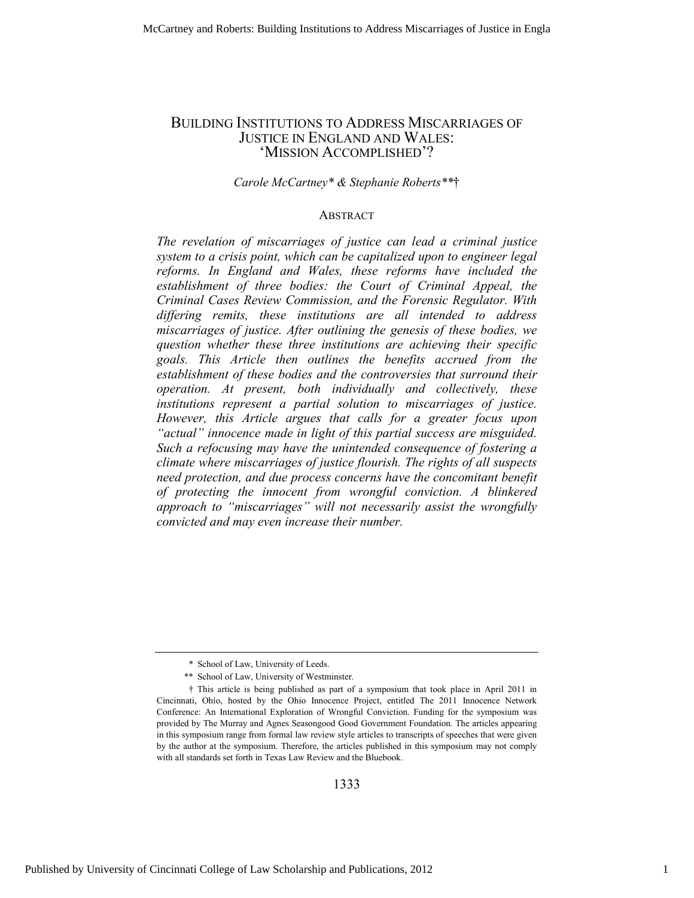# BUILDING INSTITUTIONS TO ADDRESS MISCARRIAGES OF JUSTICE IN ENGLAND AND WALES: 'MISSION ACCOMPLISHED'?

*Carole McCartney\* & Stephanie Roberts\*\*†*

## ABSTRACT

*The revelation of miscarriages of justice can lead a criminal justice system to a crisis point, which can be capitalized upon to engineer legal reforms. In England and Wales, these reforms have included the establishment of three bodies: the Court of Criminal Appeal, the Criminal Cases Review Commission, and the Forensic Regulator. With differing remits, these institutions are all intended to address miscarriages of justice. After outlining the genesis of these bodies, we question whether these three institutions are achieving their specific goals. This Article then outlines the benefits accrued from the establishment of these bodies and the controversies that surround their operation. At present, both individually and collectively, these institutions represent a partial solution to miscarriages of justice. However, this Article argues that calls for a greater focus upon "actual" innocence made in light of this partial success are misguided. Such a refocusing may have the unintended consequence of fostering a climate where miscarriages of justice flourish. The rights of all suspects need protection, and due process concerns have the concomitant benefit of protecting the innocent from wrongful conviction. A blinkered approach to "miscarriages" will not necessarily assist the wrongfully convicted and may even increase their number.*

---

\* School of Law, University of Leeds.

\*\* School of Law, University of Westminster.

† This article is being published as part of a symposium that took place in April 2011 in Cincinnati, Ohio, hosted by the Ohio Innocence Project, entitled The 2011 Innocence Network Conference: An International Exploration of Wrongful Conviction. Funding for the symposium was provided by The Murray and Agnes Seasongood Good Government Foundation. The articles appearing in this symposium range from formal law review style articles to transcripts of speeches that were given by the author at the symposium. Therefore, the articles published in this symposium may not comply with all standards set forth in Texas Law Review and the Bluebook.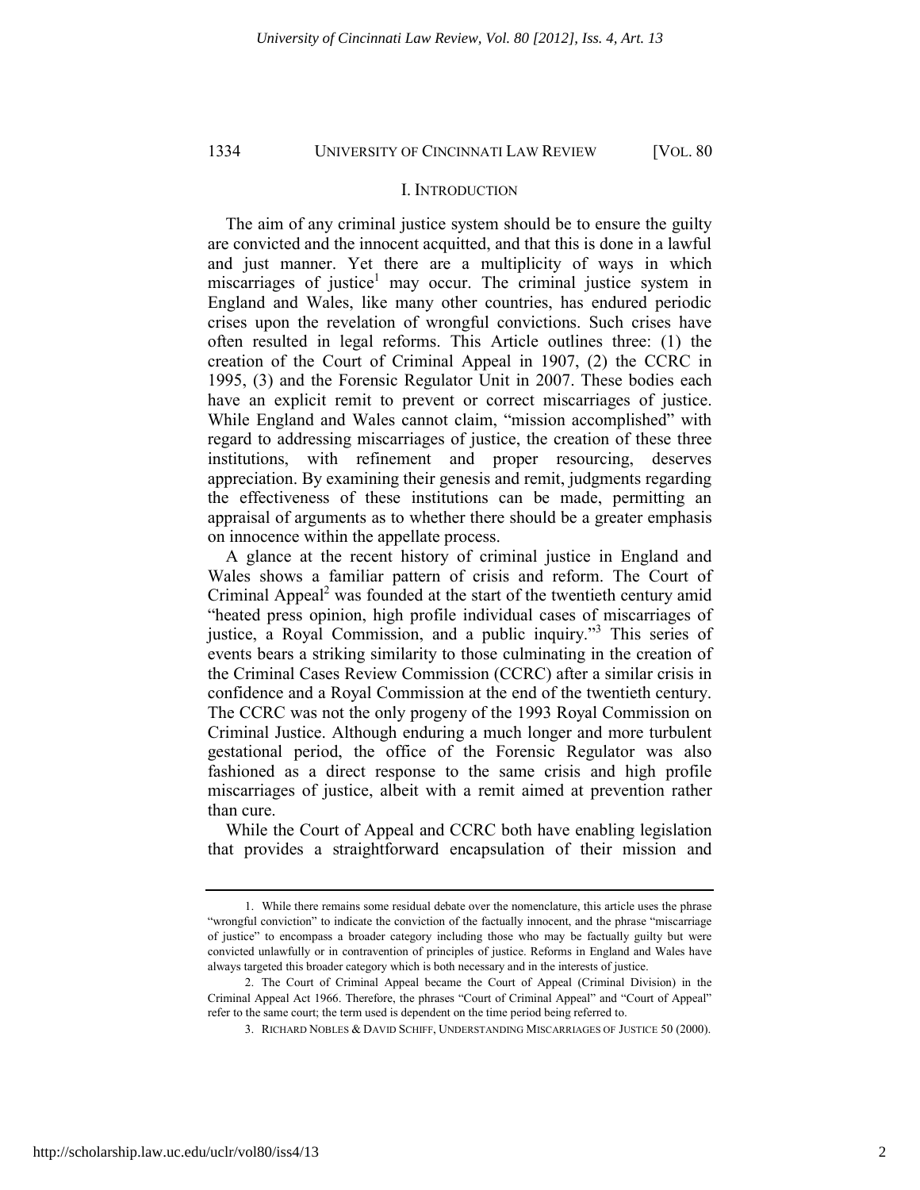## I. INTRODUCTION

The aim of any criminal justice system should be to ensure the guilty are convicted and the innocent acquitted, and that this is done in a lawful and just manner. Yet there are a multiplicity of ways in which miscarriages of justice[1] may occur. The criminal justice system in England and Wales, like many other countries, has endured periodic crises upon the revelation of wrongful convictions. Such crises have often resulted in legal reforms. This Article outlines three: (1) the creation of the Court of Criminal Appeal in 1907, (2) the CCRC in 1995, (3) and the Forensic Regulator Unit in 2007. These bodies each have an explicit remit to prevent or correct miscarriages of justice. While England and Wales cannot claim, "mission accomplished" with regard to addressing miscarriages of justice, the creation of these three institutions, with refinement and proper resourcing, deserves appreciation. By examining their genesis and remit, judgments regarding the effectiveness of these institutions can be made, permitting an appraisal of arguments as to whether there should be a greater emphasis on innocence within the appellate process.

A glance at the recent history of criminal justice in England and Wales shows a familiar pattern of crisis and reform. The Court of Criminal Appeal[2] was founded at the start of the twentieth century amid "heated press opinion, high profile individual cases of miscarriages of justice, a Royal Commission, and a public inquiry."[3] This series of events bears a striking similarity to those culminating in the creation of the Criminal Cases Review Commission (CCRC) after a similar crisis in confidence and a Royal Commission at the end of the twentieth century. The CCRC was not the only progeny of the 1993 Royal Commission on Criminal Justice. Although enduring a much longer and more turbulent gestational period, the office of the Forensic Regulator was also fashioned as a direct response to the same crisis and high profile miscarriages of justice, albeit with a remit aimed at prevention rather than cure.

While the Court of Appeal and CCRC both have enabling legislation that provides a straightforward encapsulation of their mission and

---

1. While there remains some residual debate over the nomenclature, this article uses the phrase "wrongful conviction" to indicate the conviction of the factually innocent, and the phrase "miscarriage of justice" to encompass a broader category including those who may be factually guilty but were convicted unlawfully or in contravention of principles of justice. Reforms in England and Wales have always targeted this broader category which is both necessary and in the interests of justice.

2. The Court of Criminal Appeal became the Court of Appeal (Criminal Division) in the Criminal Appeal Act 1966. Therefore, the phrases "Court of Criminal Appeal" and "Court of Appeal" refer to the same court; the term used is dependent on the time period being referred to.

3. RICHARD NOBLES & DAVID SCHIFF, UNDERSTANDING MISCARRIAGES OF JUSTICE 50 (2000).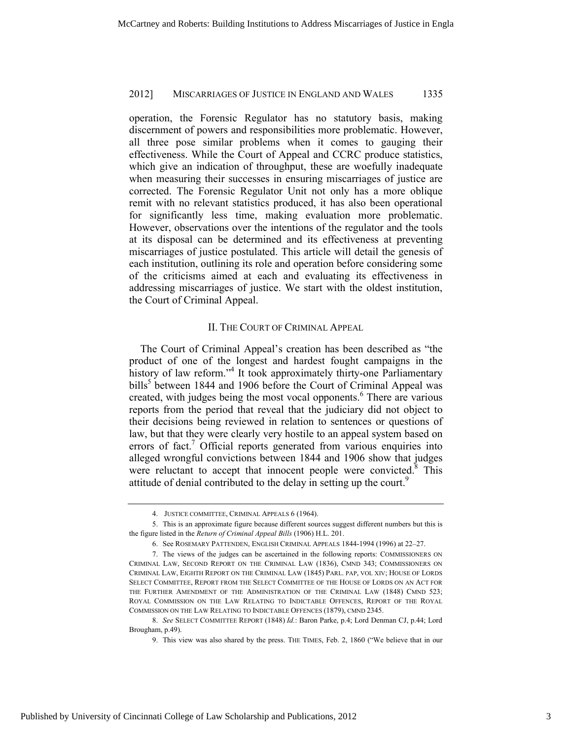operation, the Forensic Regulator has no statutory basis, making discernment of powers and responsibilities more problematic. However, all three pose similar problems when it comes to gauging their effectiveness. While the Court of Appeal and CCRC produce statistics, which give an indication of throughput, these are woefully inadequate when measuring their successes in ensuring miscarriages of justice are corrected. The Forensic Regulator Unit not only has a more oblique remit with no relevant statistics produced, it has also been operational for significantly less time, making evaluation more problematic. However, observations over the intentions of the regulator and the tools at its disposal can be determined and its effectiveness at preventing miscarriages of justice postulated. This article will detail the genesis of each institution, outlining its role and operation before considering some of the criticisms aimed at each and evaluating its effectiveness in addressing miscarriages of justice. We start with the oldest institution, the Court of Criminal Appeal.

## II. The Court of Criminal Appeal

The Court of Criminal Appeal's creation has been described as "the product of one of the longest and hardest fought campaigns in the history of law reform."[4] It took approximately thirty-one Parliamentary bills[5] between 1844 and 1906 before the Court of Criminal Appeal was created, with judges being the most vocal opponents.[6] There are various reports from the period that reveal that the judiciary did not object to their decisions being reviewed in relation to sentences or questions of law, but that they were clearly very hostile to an appeal system based on errors of fact.[7] Official reports generated from various enquiries into alleged wrongful convictions between 1844 and 1906 show that judges were reluctant to accept that innocent people were convicted.[8] This attitude of denial contributed to the delay in setting up the court.[9]

---

4. JUSTICE COMMITTEE, CRIMINAL APPEALS 6 (1964).

5. This is an approximate figure because different sources suggest different numbers but this is the figure listed in the *Return of Criminal Appeal Bills* (1906) H.L. 201.

6. See ROSEMARY PATTENDEN, ENGLISH CRIMINAL APPEALS 1844-1994 (1996) at 22–27.

7. The views of the judges can be ascertained in the following reports: COMMISSIONERS ON CRIMINAL LAW, SECOND REPORT ON THE CRIMINAL LAW (1836), CMND 343; COMMISSIONERS ON CRIMINAL LAW, EIGHTH REPORT ON THE CRIMINAL LAW (1845) PARL. PAP, VOL XIV; HOUSE OF LORDS SELECT COMMITTEE, REPORT FROM THE SELECT COMMITTEE OF THE HOUSE OF LORDS ON AN ACT FOR THE FURTHER AMENDMENT OF THE ADMINISTRATION OF THE CRIMINAL LAW (1848) CMND 523; ROYAL COMMISSION ON THE LAW RELATING TO INDICTABLE OFFENCES, REPORT OF THE ROYAL COMMISSION ON THE LAW RELATING TO INDICTABLE OFFENCES (1879), CMND 2345.

8. *See* SELECT COMMITTEE REPORT (1848) *Id.*: Baron Parke, p.4; Lord Denman CJ, p.44; Lord Brougham, p.49).

9. This view was also shared by the press. THE TIMES, Feb. 2, 1860 ("We believe that in our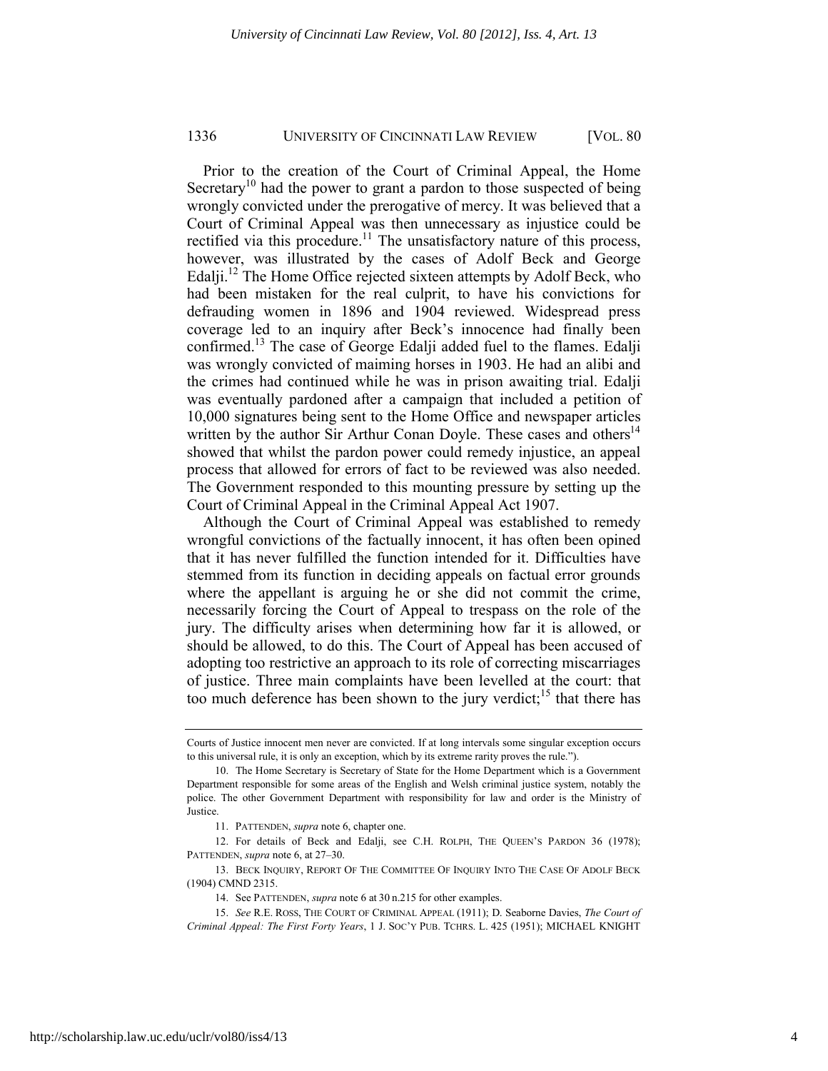Prior to the creation of the Court of Criminal Appeal, the Home Secretary[10] had the power to grant a pardon to those suspected of being wrongly convicted under the prerogative of mercy. It was believed that a Court of Criminal Appeal was then unnecessary as injustice could be rectified via this procedure.[11] The unsatisfactory nature of this process, however, was illustrated by the cases of Adolf Beck and George Edalji.[12] The Home Office rejected sixteen attempts by Adolf Beck, who had been mistaken for the real culprit, to have his convictions for defrauding women in 1896 and 1904 reviewed. Widespread press coverage led to an inquiry after Beck's innocence had finally been confirmed.[13] The case of George Edalji added fuel to the flames. Edalji was wrongly convicted of maiming horses in 1903. He had an alibi and the crimes had continued while he was in prison awaiting trial. Edalji was eventually pardoned after a campaign that included a petition of 10,000 signatures being sent to the Home Office and newspaper articles written by the author Sir Arthur Conan Doyle. These cases and others[14] showed that whilst the pardon power could remedy injustice, an appeal process that allowed for errors of fact to be reviewed was also needed. The Government responded to this mounting pressure by setting up the Court of Criminal Appeal in the Criminal Appeal Act 1907.

Although the Court of Criminal Appeal was established to remedy wrongful convictions of the factually innocent, it has often been opined that it has never fulfilled the function intended for it. Difficulties have stemmed from its function in deciding appeals on factual error grounds where the appellant is arguing he or she did not commit the crime, necessarily forcing the Court of Appeal to trespass on the role of the jury. The difficulty arises when determining how far it is allowed, or should be allowed, to do this. The Court of Appeal has been accused of adopting too restrictive an approach to its role of correcting miscarriages of justice. Three main complaints have been levelled at the court: that too much deference has been shown to the jury verdict;[15] that there has

---

Courts of Justice innocent men never are convicted. If at long intervals some singular exception occurs to this universal rule, it is only an exception, which by its extreme rarity proves the rule.").

10. The Home Secretary is Secretary of State for the Home Department which is a Government Department responsible for some areas of the English and Welsh criminal justice system, notably the police. The other Government Department with responsibility for law and order is the Ministry of Justice.

11. PATTENDEN, *supra* note 6, chapter one.

12. For details of Beck and Edalji, see C.H. ROLPH, THE QUEEN'S PARDON 36 (1978); PATTENDEN, *supra* note 6, at 27–30.

13. BECK INQUIRY, REPORT OF THE COMMITTEE OF INQUIRY INTO THE CASE OF ADOLF BECK (1904) CMND 2315.

14. See PATTENDEN, *supra* note 6 at 30 n.215 for other examples.

15. *See* R.E. ROSS, THE COURT OF CRIMINAL APPEAL (1911); D. Seaborne Davies, *The Court of Criminal Appeal: The First Forty Years*, 1 J. SOC'Y PUB. TCHRS. L. 425 (1951); MICHAEL KNIGHT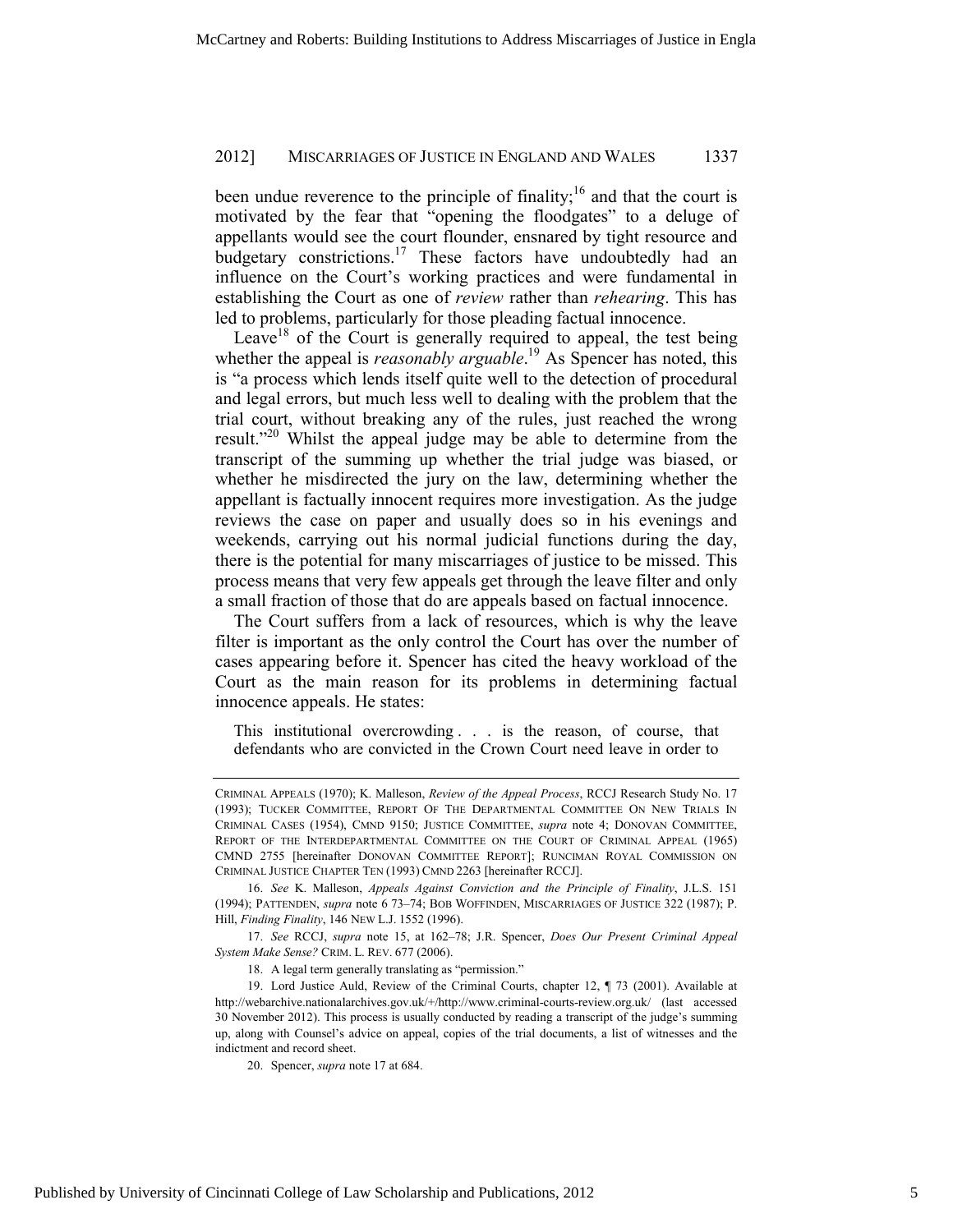been undue reverence to the principle of finality;[16] and that the court is motivated by the fear that "opening the floodgates" to a deluge of appellants would see the court flounder, ensnared by tight resource and budgetary constrictions.[17] These factors have undoubtedly had an influence on the Court's working practices and were fundamental in establishing the Court as one of *review* rather than *rehearing*. This has led to problems, particularly for those pleading factual innocence.

Leave[18] of the Court is generally required to appeal, the test being whether the appeal is *reasonably arguable*.[19] As Spencer has noted, this is "a process which lends itself quite well to the detection of procedural and legal errors, but much less well to dealing with the problem that the trial court, without breaking any of the rules, just reached the wrong result."[20] Whilst the appeal judge may be able to determine from the transcript of the summing up whether the trial judge was biased, or whether he misdirected the jury on the law, determining whether the appellant is factually innocent requires more investigation. As the judge reviews the case on paper and usually does so in his evenings and weekends, carrying out his normal judicial functions during the day, there is the potential for many miscarriages of justice to be missed. This process means that very few appeals get through the leave filter and only a small fraction of those that do are appeals based on factual innocence.

The Court suffers from a lack of resources, which is why the leave filter is important as the only control the Court has over the number of cases appearing before it. Spencer has cited the heavy workload of the Court as the main reason for its problems in determining factual innocence appeals. He states:

> This institutional overcrowding . . . is the reason, of course, that defendants who are convicted in the Crown Court need leave in order to

---

CRIMINAL APPEALS (1970); K. Malleson, *Review of the Appeal Process*, RCCJ Research Study No. 17 (1993); TUCKER COMMITTEE, REPORT OF THE DEPARTMENTAL COMMITTEE ON NEW TRIALS IN CRIMINAL CASES (1954), CMND 9150; JUSTICE COMMITTEE, *supra* note 4; DONOVAN COMMITTEE, REPORT OF THE INTERDEPARTMENTAL COMMITTEE ON THE COURT OF CRIMINAL APPEAL (1965) CMND 2755 [hereinafter DONOVAN COMMITTEE REPORT]; RUNCIMAN ROYAL COMMISSION ON CRIMINAL JUSTICE CHAPTER TEN (1993) CMND 2263 [hereinafter RCCJ].

16. *See* K. Malleson, *Appeals Against Conviction and the Principle of Finality*, J.L.S. 151 (1994); PATTENDEN, *supra* note 6 73–74; BOB WOFFINDEN, MISCARRIAGES OF JUSTICE 322 (1987); P. Hill, *Finding Finality*, 146 NEW L.J. 1552 (1996).

17. *See* RCCJ, *supra* note 15, at 162–78; J.R. Spencer, *Does Our Present Criminal Appeal System Make Sense?* CRIM. L. REV. 677 (2006).

18. A legal term generally translating as "permission."

19. Lord Justice Auld, Review of the Criminal Courts, chapter 12, ¶ 73 (2001). Available at http://webarchive.nationalarchives.gov.uk/+/http://www.criminal-courts-review.org.uk/ (last accessed 30 November 2012). This process is usually conducted by reading a transcript of the judge's summing up, along with Counsel's advice on appeal, copies of the trial documents, a list of witnesses and the indictment and record sheet.

20. Spencer, *supra* note 17 at 684.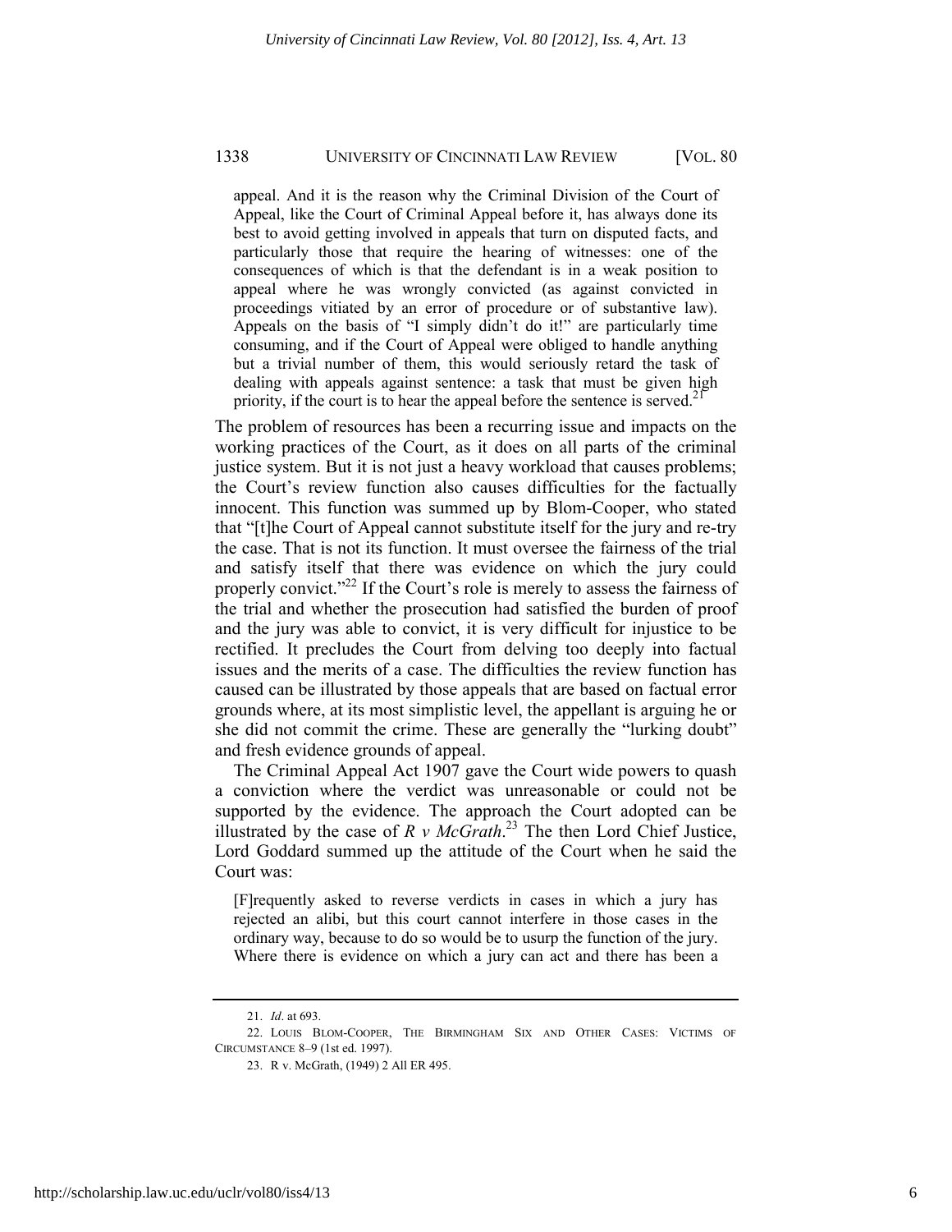appeal. And it is the reason why the Criminal Division of the Court of Appeal, like the Court of Criminal Appeal before it, has always done its best to avoid getting involved in appeals that turn on disputed facts, and particularly those that require the hearing of witnesses: one of the consequences of which is that the defendant is in a weak position to appeal where he was wrongly convicted (as against convicted in proceedings vitiated by an error of procedure or of substantive law). Appeals on the basis of "I simply didn't do it!" are particularly time consuming, and if the Court of Appeal were obliged to handle anything but a trivial number of them, this would seriously retard the task of dealing with appeals against sentence: a task that must be given high priority, if the court is to hear the appeal before the sentence is served.[21]

The problem of resources has been a recurring issue and impacts on the working practices of the Court, as it does on all parts of the criminal justice system. But it is not just a heavy workload that causes problems; the Court's review function also causes difficulties for the factually innocent. This function was summed up by Blom-Cooper, who stated that "[t]he Court of Appeal cannot substitute itself for the jury and re-try the case. That is not its function. It must oversee the fairness of the trial and satisfy itself that there was evidence on which the jury could properly convict."[22] If the Court's role is merely to assess the fairness of the trial and whether the prosecution had satisfied the burden of proof and the jury was able to convict, it is very difficult for injustice to be rectified. It precludes the Court from delving too deeply into factual issues and the merits of a case. The difficulties the review function has caused can be illustrated by those appeals that are based on factual error grounds where, at its most simplistic level, the appellant is arguing he or she did not commit the crime. These are generally the "lurking doubt" and fresh evidence grounds of appeal.

The Criminal Appeal Act 1907 gave the Court wide powers to quash a conviction where the verdict was unreasonable or could not be supported by the evidence. The approach the Court adopted can be illustrated by the case of *R v McGrath*.[23] The then Lord Chief Justice, Lord Goddard summed up the attitude of the Court when he said the Court was:

> [F]requently asked to reverse verdicts in cases in which a jury has rejected an alibi, but this court cannot interfere in those cases in the ordinary way, because to do so would be to usurp the function of the jury. Where there is evidence on which a jury can act and there has been a

---

21. *Id*. at 693.

22. LOUIS BLOM-COOPER, THE BIRMINGHAM SIX AND OTHER CASES: VICTIMS OF CIRCUMSTANCE 8–9 (1st ed. 1997).

23. R v. McGrath, (1949) 2 All ER 495.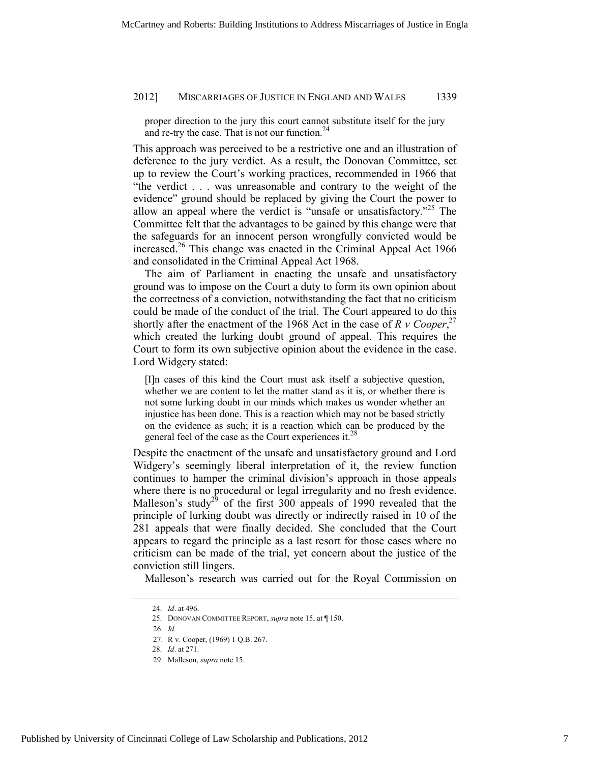> proper direction to the jury this court cannot substitute itself for the jury and re-try the case. That is not our function.[24]

This approach was perceived to be a restrictive one and an illustration of deference to the jury verdict. As a result, the Donovan Committee, set up to review the Court's working practices, recommended in 1966 that "the verdict . . . was unreasonable and contrary to the weight of the evidence" ground should be replaced by giving the Court the power to allow an appeal where the verdict is "unsafe or unsatisfactory."[25] The Committee felt that the advantages to be gained by this change were that the safeguards for an innocent person wrongfully convicted would be increased.[26] This change was enacted in the Criminal Appeal Act 1966 and consolidated in the Criminal Appeal Act 1968.

The aim of Parliament in enacting the unsafe and unsatisfactory ground was to impose on the Court a duty to form its own opinion about the correctness of a conviction, notwithstanding the fact that no criticism could be made of the conduct of the trial. The Court appeared to do this shortly after the enactment of the 1968 Act in the case of *R v Cooper*,[27] which created the lurking doubt ground of appeal. This requires the Court to form its own subjective opinion about the evidence in the case. Lord Widgery stated:

> [I]n cases of this kind the Court must ask itself a subjective question, whether we are content to let the matter stand as it is, or whether there is not some lurking doubt in our minds which makes us wonder whether an injustice has been done. This is a reaction which may not be based strictly on the evidence as such; it is a reaction which can be produced by the general feel of the case as the Court experiences it.[28]

Despite the enactment of the unsafe and unsatisfactory ground and Lord Widgery's seemingly liberal interpretation of it, the review function continues to hamper the criminal division's approach in those appeals where there is no procedural or legal irregularity and no fresh evidence. Malleson's study[29] of the first 300 appeals of 1990 revealed that the principle of lurking doubt was directly or indirectly raised in 10 of the 281 appeals that were finally decided. She concluded that the Court appears to regard the principle as a last resort for those cases where no criticism can be made of the trial, yet concern about the justice of the conviction still lingers.

Malleson's research was carried out for the Royal Commission on

---

24. *Id*. at 496.
25. DONOVAN COMMITTEE REPORT, *supra* note 15, at ¶ 150.
26. *Id.*
27. R v. Cooper, (1969) 1 Q.B. 267.
28. *Id*. at 271.
29. Malleson, *supra* note 15.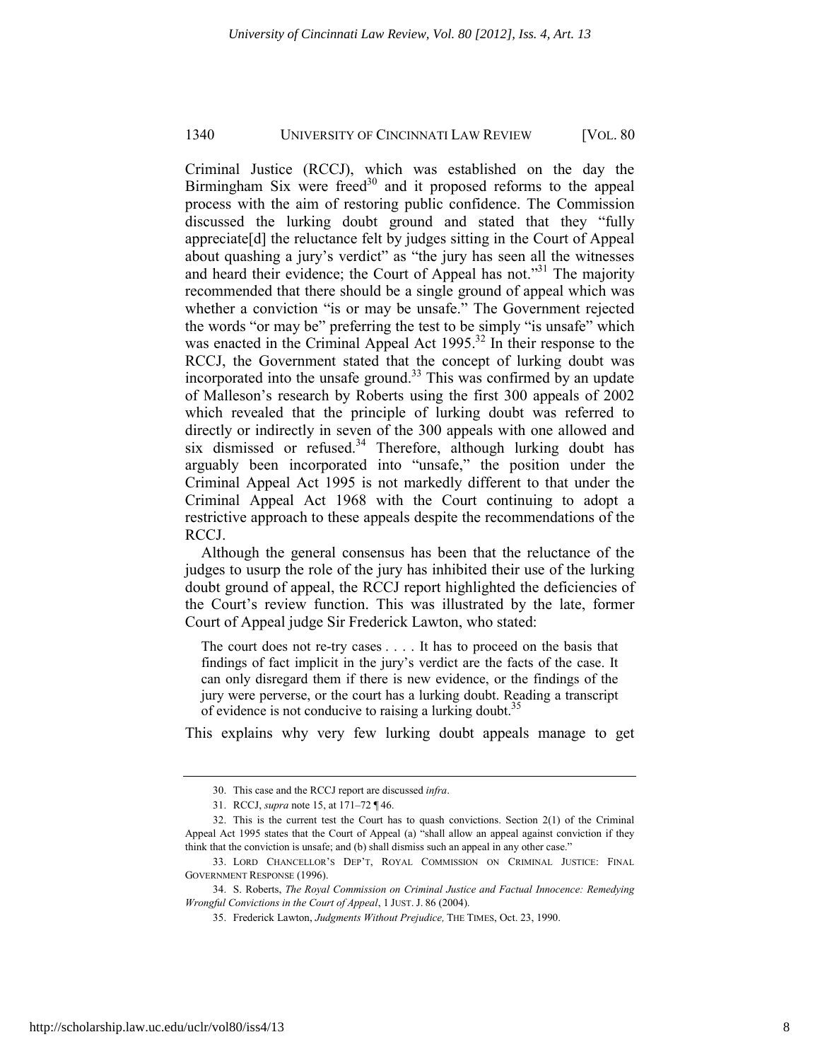Criminal Justice (RCCJ), which was established on the day the Birmingham Six were freed[30] and it proposed reforms to the appeal process with the aim of restoring public confidence. The Commission discussed the lurking doubt ground and stated that they "fully appreciate[d] the reluctance felt by judges sitting in the Court of Appeal about quashing a jury's verdict" as "the jury has seen all the witnesses and heard their evidence; the Court of Appeal has not."[31] The majority recommended that there should be a single ground of appeal which was whether a conviction "is or may be unsafe." The Government rejected the words "or may be" preferring the test to be simply "is unsafe" which was enacted in the Criminal Appeal Act 1995.[32] In their response to the RCCJ, the Government stated that the concept of lurking doubt was incorporated into the unsafe ground.[33] This was confirmed by an update of Malleson's research by Roberts using the first 300 appeals of 2002 which revealed that the principle of lurking doubt was referred to directly or indirectly in seven of the 300 appeals with one allowed and six dismissed or refused.[34] Therefore, although lurking doubt has arguably been incorporated into "unsafe," the position under the Criminal Appeal Act 1995 is not markedly different to that under the Criminal Appeal Act 1968 with the Court continuing to adopt a restrictive approach to these appeals despite the recommendations of the RCCJ.

Although the general consensus has been that the reluctance of the judges to usurp the role of the jury has inhibited their use of the lurking doubt ground of appeal, the RCCJ report highlighted the deficiencies of the Court's review function. This was illustrated by the late, former Court of Appeal judge Sir Frederick Lawton, who stated:

> The court does not re-try cases . . . . It has to proceed on the basis that findings of fact implicit in the jury's verdict are the facts of the case. It can only disregard them if there is new evidence, or the findings of the jury were perverse, or the court has a lurking doubt. Reading a transcript of evidence is not conducive to raising a lurking doubt.[35]

This explains why very few lurking doubt appeals manage to get

---

30. This case and the RCCJ report are discussed *infra*.

31. RCCJ, *supra* note 15, at 171–72 ¶ 46.

32. This is the current test the Court has to quash convictions. Section 2(1) of the Criminal Appeal Act 1995 states that the Court of Appeal (a) "shall allow an appeal against conviction if they think that the conviction is unsafe; and (b) shall dismiss such an appeal in any other case."

33. LORD CHANCELLOR'S DEP'T, ROYAL COMMISSION ON CRIMINAL JUSTICE: FINAL GOVERNMENT RESPONSE (1996).

34. S. Roberts, *The Royal Commission on Criminal Justice and Factual Innocence: Remedying Wrongful Convictions in the Court of Appeal*, 1 JUST. J. 86 (2004).

35. Frederick Lawton, *Judgments Without Prejudice,* THE TIMES, Oct. 23, 1990.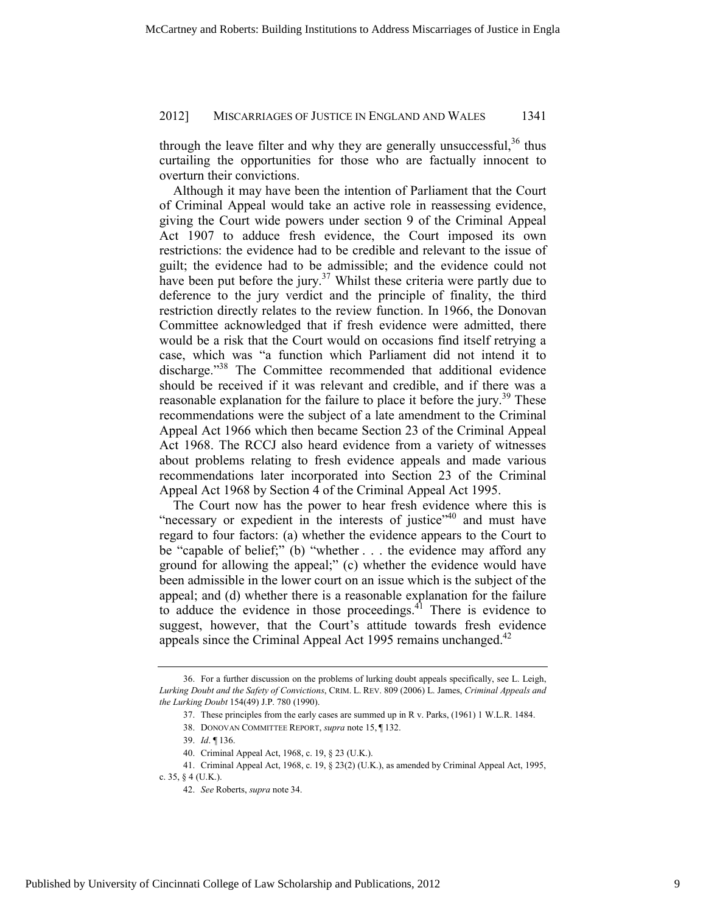through the leave filter and why they are generally unsuccessful,[36] thus curtailing the opportunities for those who are factually innocent to overturn their convictions.

Although it may have been the intention of Parliament that the Court of Criminal Appeal would take an active role in reassessing evidence, giving the Court wide powers under section 9 of the Criminal Appeal Act 1907 to adduce fresh evidence, the Court imposed its own restrictions: the evidence had to be credible and relevant to the issue of guilt; the evidence had to be admissible; and the evidence could not have been put before the jury.[37] Whilst these criteria were partly due to deference to the jury verdict and the principle of finality, the third restriction directly relates to the review function. In 1966, the Donovan Committee acknowledged that if fresh evidence were admitted, there would be a risk that the Court would on occasions find itself retrying a case, which was "a function which Parliament did not intend it to discharge."[38] The Committee recommended that additional evidence should be received if it was relevant and credible, and if there was a reasonable explanation for the failure to place it before the jury.[39] These recommendations were the subject of a late amendment to the Criminal Appeal Act 1966 which then became Section 23 of the Criminal Appeal Act 1968. The RCCJ also heard evidence from a variety of witnesses about problems relating to fresh evidence appeals and made various recommendations later incorporated into Section 23 of the Criminal Appeal Act 1968 by Section 4 of the Criminal Appeal Act 1995.

The Court now has the power to hear fresh evidence where this is "necessary or expedient in the interests of justice"[40] and must have regard to four factors: (a) whether the evidence appears to the Court to be "capable of belief;" (b) "whether . . . the evidence may afford any ground for allowing the appeal;" (c) whether the evidence would have been admissible in the lower court on an issue which is the subject of the appeal; and (d) whether there is a reasonable explanation for the failure to adduce the evidence in those proceedings.[41] There is evidence to suggest, however, that the Court's attitude towards fresh evidence appeals since the Criminal Appeal Act 1995 remains unchanged.[42]

---

36. For a further discussion on the problems of lurking doubt appeals specifically, see L. Leigh, *Lurking Doubt and the Safety of Convictions*, CRIM. L. REV. 809 (2006) L. James, *Criminal Appeals and the Lurking Doubt* 154(49) J.P. 780 (1990).

37. These principles from the early cases are summed up in R v. Parks, (1961) 1 W.L.R. 1484.

38. DONOVAN COMMITTEE REPORT, *supra* note 15, ¶ 132.

39. *Id*. ¶ 136.

40. Criminal Appeal Act, 1968, c. 19, § 23 (U.K.).

41. Criminal Appeal Act, 1968, c. 19, § 23(2) (U.K.), as amended by Criminal Appeal Act, 1995, c. 35, § 4 (U.K.).

42. *See* Roberts, *supra* note 34.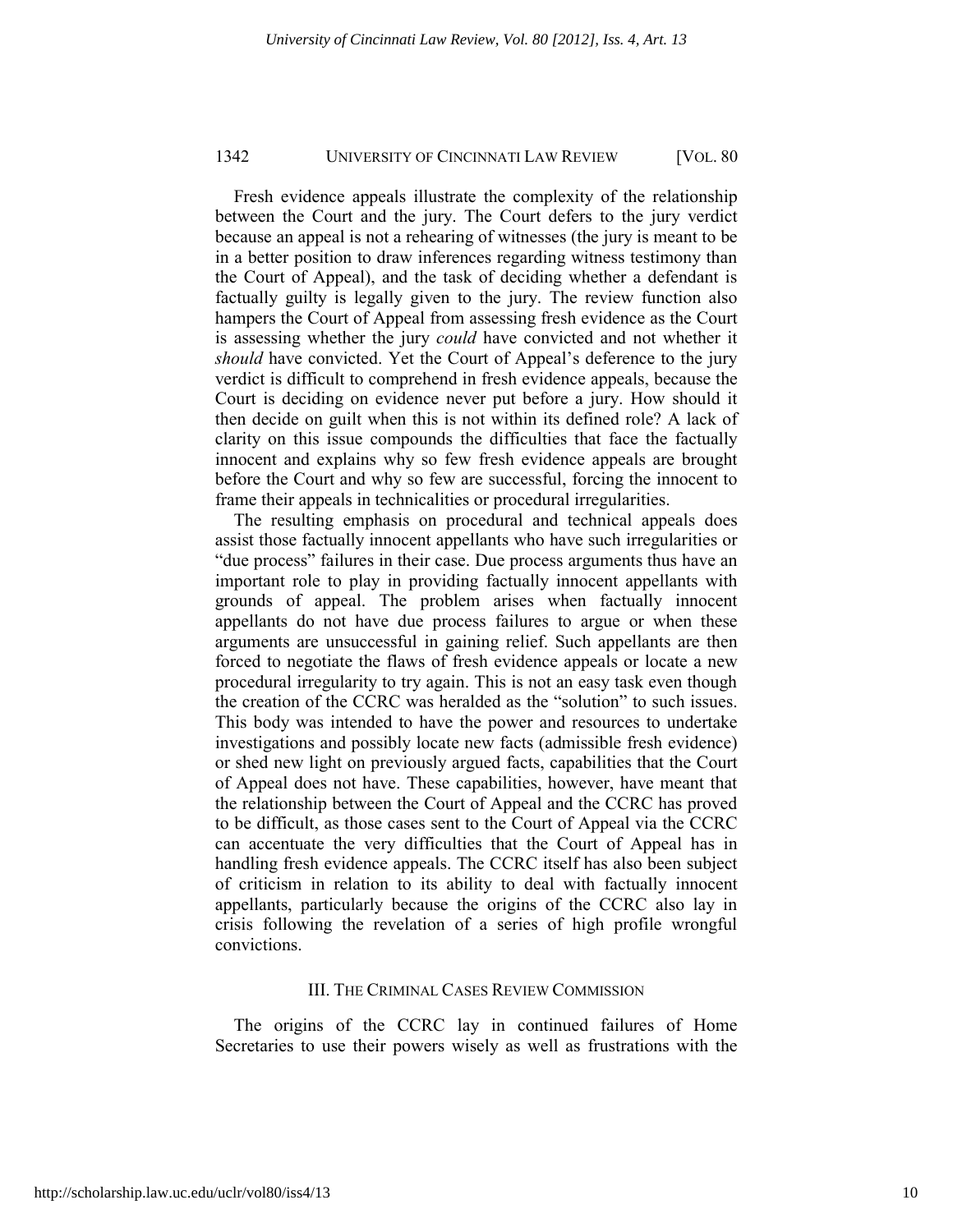Fresh evidence appeals illustrate the complexity of the relationship between the Court and the jury. The Court defers to the jury verdict because an appeal is not a rehearing of witnesses (the jury is meant to be in a better position to draw inferences regarding witness testimony than the Court of Appeal), and the task of deciding whether a defendant is factually guilty is legally given to the jury. The review function also hampers the Court of Appeal from assessing fresh evidence as the Court is assessing whether the jury *could* have convicted and not whether it *should* have convicted. Yet the Court of Appeal's deference to the jury verdict is difficult to comprehend in fresh evidence appeals, because the Court is deciding on evidence never put before a jury. How should it then decide on guilt when this is not within its defined role? A lack of clarity on this issue compounds the difficulties that face the factually innocent and explains why so few fresh evidence appeals are brought before the Court and why so few are successful, forcing the innocent to frame their appeals in technicalities or procedural irregularities.

The resulting emphasis on procedural and technical appeals does assist those factually innocent appellants who have such irregularities or "due process" failures in their case. Due process arguments thus have an important role to play in providing factually innocent appellants with grounds of appeal. The problem arises when factually innocent appellants do not have due process failures to argue or when these arguments are unsuccessful in gaining relief. Such appellants are then forced to negotiate the flaws of fresh evidence appeals or locate a new procedural irregularity to try again. This is not an easy task even though the creation of the CCRC was heralded as the "solution" to such issues. This body was intended to have the power and resources to undertake investigations and possibly locate new facts (admissible fresh evidence) or shed new light on previously argued facts, capabilities that the Court of Appeal does not have. These capabilities, however, have meant that the relationship between the Court of Appeal and the CCRC has proved to be difficult, as those cases sent to the Court of Appeal via the CCRC can accentuate the very difficulties that the Court of Appeal has in handling fresh evidence appeals. The CCRC itself has also been subject of criticism in relation to its ability to deal with factually innocent appellants, particularly because the origins of the CCRC also lay in crisis following the revelation of a series of high profile wrongful convictions.

## III. The Criminal Cases Review Commission

The origins of the CCRC lay in continued failures of Home Secretaries to use their powers wisely as well as frustrations with the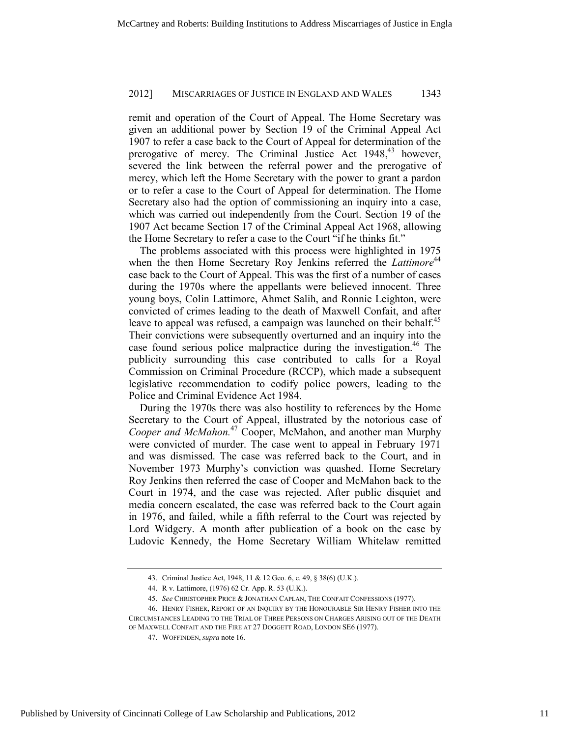remit and operation of the Court of Appeal. The Home Secretary was given an additional power by Section 19 of the Criminal Appeal Act 1907 to refer a case back to the Court of Appeal for determination of the prerogative of mercy. The Criminal Justice Act 1948,[43] however, severed the link between the referral power and the prerogative of mercy, which left the Home Secretary with the power to grant a pardon or to refer a case to the Court of Appeal for determination. The Home Secretary also had the option of commissioning an inquiry into a case, which was carried out independently from the Court. Section 19 of the 1907 Act became Section 17 of the Criminal Appeal Act 1968, allowing the Home Secretary to refer a case to the Court "if he thinks fit."

The problems associated with this process were highlighted in 1975 when the then Home Secretary Roy Jenkins referred the *Lattimore*[44] case back to the Court of Appeal. This was the first of a number of cases during the 1970s where the appellants were believed innocent. Three young boys, Colin Lattimore, Ahmet Salih, and Ronnie Leighton, were convicted of crimes leading to the death of Maxwell Confait, and after leave to appeal was refused, a campaign was launched on their behalf.[45] Their convictions were subsequently overturned and an inquiry into the case found serious police malpractice during the investigation.[46] The publicity surrounding this case contributed to calls for a Royal Commission on Criminal Procedure (RCCP), which made a subsequent legislative recommendation to codify police powers, leading to the Police and Criminal Evidence Act 1984.

During the 1970s there was also hostility to references by the Home Secretary to the Court of Appeal, illustrated by the notorious case of *Cooper and McMahon.*[47] Cooper, McMahon, and another man Murphy were convicted of murder. The case went to appeal in February 1971 and was dismissed. The case was referred back to the Court, and in November 1973 Murphy's conviction was quashed. Home Secretary Roy Jenkins then referred the case of Cooper and McMahon back to the Court in 1974, and the case was rejected. After public disquiet and media concern escalated, the case was referred back to the Court again in 1976, and failed, while a fifth referral to the Court was rejected by Lord Widgery. A month after publication of a book on the case by Ludovic Kennedy, the Home Secretary William Whitelaw remitted

---

43. Criminal Justice Act, 1948, 11 & 12 Geo. 6, c. 49, § 38(6) (U.K.).

44. R v. Lattimore, (1976) 62 Cr. App. R. 53 (U.K.).

45. *See* CHRISTOPHER PRICE & JONATHAN CAPLAN, THE CONFAIT CONFESSIONS (1977).

46. HENRY FISHER, REPORT OF AN INQUIRY BY THE HONOURABLE SIR HENRY FISHER INTO THE CIRCUMSTANCES LEADING TO THE TRIAL OF THREE PERSONS ON CHARGES ARISING OUT OF THE DEATH OF MAXWELL CONFAIT AND THE FIRE AT 27 DOGGETT ROAD, LONDON SE6 (1977).

47. WOFFINDEN, *supra* note 16.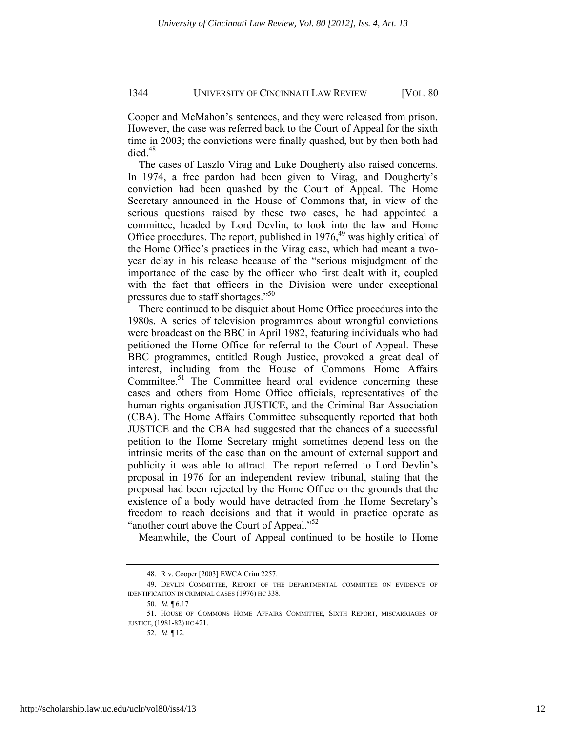Cooper and McMahon's sentences, and they were released from prison. However, the case was referred back to the Court of Appeal for the sixth time in 2003; the convictions were finally quashed, but by then both had died.[48]

The cases of Laszlo Virag and Luke Dougherty also raised concerns. In 1974, a free pardon had been given to Virag, and Dougherty's conviction had been quashed by the Court of Appeal. The Home Secretary announced in the House of Commons that, in view of the serious questions raised by these two cases, he had appointed a committee, headed by Lord Devlin, to look into the law and Home Office procedures. The report, published in 1976,[49] was highly critical of the Home Office's practices in the Virag case, which had meant a two-year delay in his release because of the "serious misjudgment of the importance of the case by the officer who first dealt with it, coupled with the fact that officers in the Division were under exceptional pressures due to staff shortages."[50]

There continued to be disquiet about Home Office procedures into the 1980s. A series of television programmes about wrongful convictions were broadcast on the BBC in April 1982, featuring individuals who had petitioned the Home Office for referral to the Court of Appeal. These BBC programmes, entitled Rough Justice, provoked a great deal of interest, including from the House of Commons Home Affairs Committee.[51] The Committee heard oral evidence concerning these cases and others from Home Office officials, representatives of the human rights organisation JUSTICE, and the Criminal Bar Association (CBA). The Home Affairs Committee subsequently reported that both JUSTICE and the CBA had suggested that the chances of a successful petition to the Home Secretary might sometimes depend less on the intrinsic merits of the case than on the amount of external support and publicity it was able to attract. The report referred to Lord Devlin's proposal in 1976 for an independent review tribunal, stating that the proposal had been rejected by the Home Office on the grounds that the existence of a body would have detracted from the Home Secretary's freedom to reach decisions and that it would in practice operate as "another court above the Court of Appeal."[52]

Meanwhile, the Court of Appeal continued to be hostile to Home

---

48. R v. Cooper [2003] EWCA Crim 2257.

49. DEVLIN COMMITTEE, REPORT OF THE DEPARTMENTAL COMMITTEE ON EVIDENCE OF IDENTIFICATION IN CRIMINAL CASES (1976) HC 338.

50. *Id.* ¶ 6.17

51. HOUSE OF COMMONS HOME AFFAIRS COMMITTEE, SIXTH REPORT, MISCARRIAGES OF JUSTICE, (1981-82) HC 421.

52. *Id*. ¶ 12.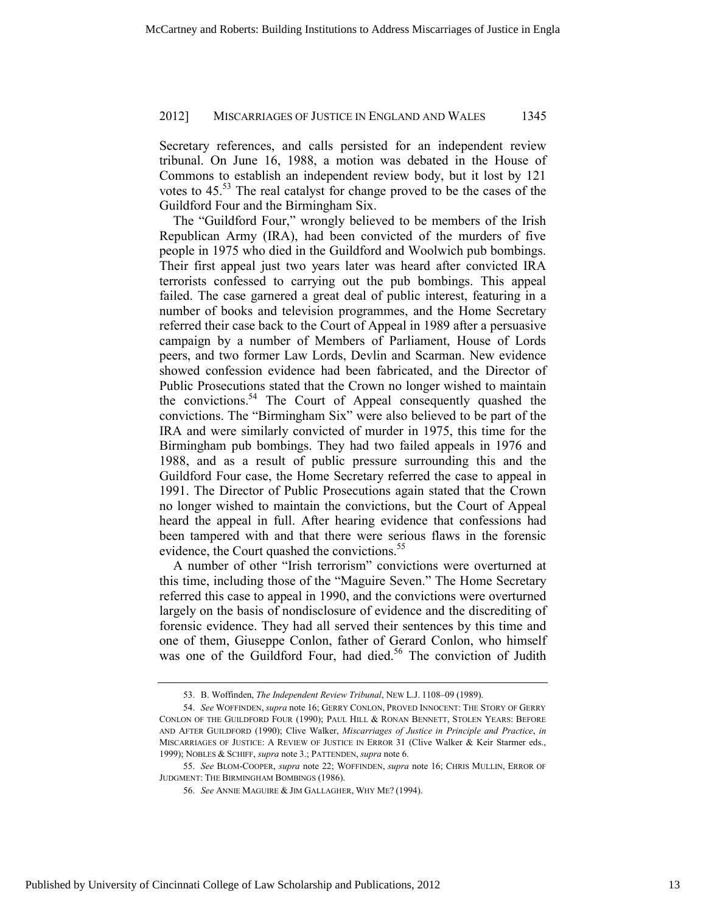Secretary references, and calls persisted for an independent review tribunal. On June 16, 1988, a motion was debated in the House of Commons to establish an independent review body, but it lost by 121 votes to 45.[53] The real catalyst for change proved to be the cases of the Guildford Four and the Birmingham Six.

The "Guildford Four," wrongly believed to be members of the Irish Republican Army (IRA), had been convicted of the murders of five people in 1975 who died in the Guildford and Woolwich pub bombings. Their first appeal just two years later was heard after convicted IRA terrorists confessed to carrying out the pub bombings. This appeal failed. The case garnered a great deal of public interest, featuring in a number of books and television programmes, and the Home Secretary referred their case back to the Court of Appeal in 1989 after a persuasive campaign by a number of Members of Parliament, House of Lords peers, and two former Law Lords, Devlin and Scarman. New evidence showed confession evidence had been fabricated, and the Director of Public Prosecutions stated that the Crown no longer wished to maintain the convictions.[54] The Court of Appeal consequently quashed the convictions. The "Birmingham Six" were also believed to be part of the IRA and were similarly convicted of murder in 1975, this time for the Birmingham pub bombings. They had two failed appeals in 1976 and 1988, and as a result of public pressure surrounding this and the Guildford Four case, the Home Secretary referred the case to appeal in 1991. The Director of Public Prosecutions again stated that the Crown no longer wished to maintain the convictions, but the Court of Appeal heard the appeal in full. After hearing evidence that confessions had been tampered with and that there were serious flaws in the forensic evidence, the Court quashed the convictions.[55]

A number of other "Irish terrorism" convictions were overturned at this time, including those of the "Maguire Seven." The Home Secretary referred this case to appeal in 1990, and the convictions were overturned largely on the basis of nondisclosure of evidence and the discrediting of forensic evidence. They had all served their sentences by this time and one of them, Giuseppe Conlon, father of Gerard Conlon, who himself was one of the Guildford Four, had died.[56] The conviction of Judith

---

53. B. Woffinden, *The Independent Review Tribunal*, NEW L.J. 1108–09 (1989).

54. *See* WOFFINDEN, *supra* note 16; GERRY CONLON, PROVED INNOCENT: THE STORY OF GERRY CONLON OF THE GUILDFORD FOUR (1990); PAUL HILL & RONAN BENNETT, STOLEN YEARS: BEFORE AND AFTER GUILDFORD (1990); Clive Walker, *Miscarriages of Justice in Principle and Practice*, *in* MISCARRIAGES OF JUSTICE: A REVIEW OF JUSTICE IN ERROR 31 (Clive Walker & Keir Starmer eds., 1999); NOBLES & SCHIFF, *supra* note 3.; PATTENDEN, *supra* note 6.

55. *See* BLOM-COOPER, *supra* note 22; WOFFINDEN, *supra* note 16; CHRIS MULLIN, ERROR OF JUDGMENT: THE BIRMINGHAM BOMBINGS (1986).

56. *See* ANNIE MAGUIRE & JIM GALLAGHER, WHY ME? (1994).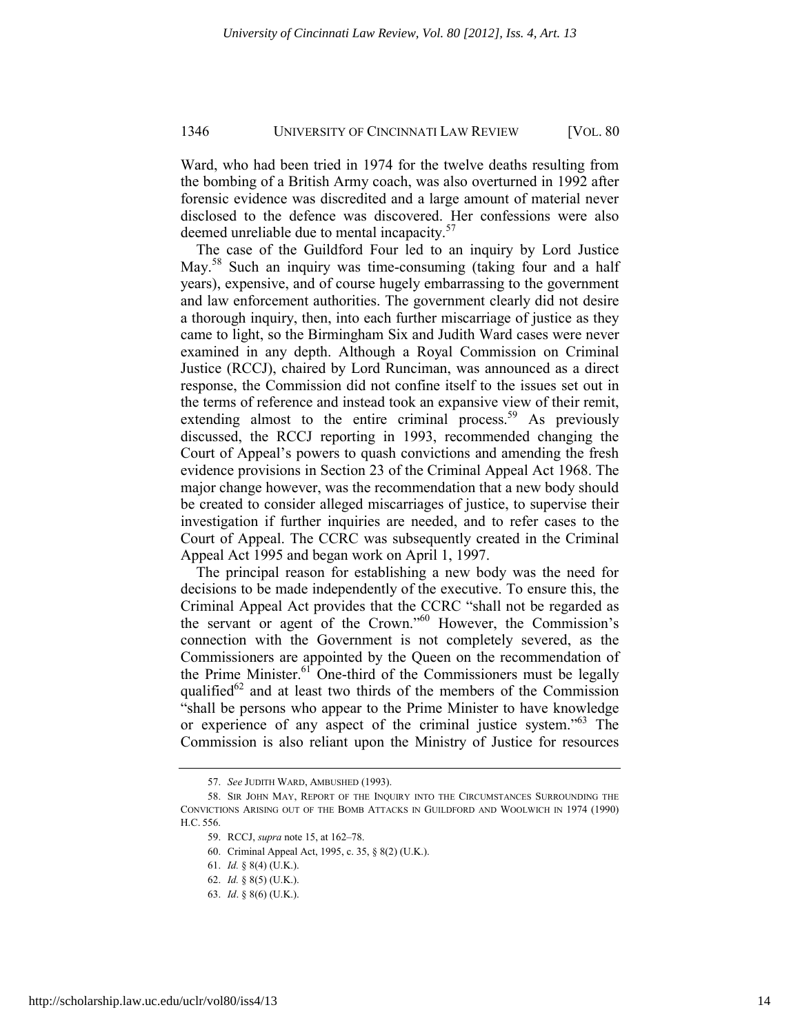Ward, who had been tried in 1974 for the twelve deaths resulting from the bombing of a British Army coach, was also overturned in 1992 after forensic evidence was discredited and a large amount of material never disclosed to the defence was discovered. Her confessions were also deemed unreliable due to mental incapacity.[57]

The case of the Guildford Four led to an inquiry by Lord Justice May.[58] Such an inquiry was time-consuming (taking four and a half years), expensive, and of course hugely embarrassing to the government and law enforcement authorities. The government clearly did not desire a thorough inquiry, then, into each further miscarriage of justice as they came to light, so the Birmingham Six and Judith Ward cases were never examined in any depth. Although a Royal Commission on Criminal Justice (RCCJ), chaired by Lord Runciman, was announced as a direct response, the Commission did not confine itself to the issues set out in the terms of reference and instead took an expansive view of their remit, extending almost to the entire criminal process.[59] As previously discussed, the RCCJ reporting in 1993, recommended changing the Court of Appeal's powers to quash convictions and amending the fresh evidence provisions in Section 23 of the Criminal Appeal Act 1968. The major change however, was the recommendation that a new body should be created to consider alleged miscarriages of justice, to supervise their investigation if further inquiries are needed, and to refer cases to the Court of Appeal. The CCRC was subsequently created in the Criminal Appeal Act 1995 and began work on April 1, 1997.

The principal reason for establishing a new body was the need for decisions to be made independently of the executive. To ensure this, the Criminal Appeal Act provides that the CCRC "shall not be regarded as the servant or agent of the Crown."[60] However, the Commission's connection with the Government is not completely severed, as the Commissioners are appointed by the Queen on the recommendation of the Prime Minister.[61] One-third of the Commissioners must be legally qualified[62] and at least two thirds of the members of the Commission "shall be persons who appear to the Prime Minister to have knowledge or experience of any aspect of the criminal justice system."[63] The Commission is also reliant upon the Ministry of Justice for resources

---

57. *See* JUDITH WARD, AMBUSHED (1993).

58. SIR JOHN MAY, REPORT OF THE INQUIRY INTO THE CIRCUMSTANCES SURROUNDING THE CONVICTIONS ARISING OUT OF THE BOMB ATTACKS IN GUILDFORD AND WOOLWICH IN 1974 (1990) H.C. 556.

59. RCCJ, *supra* note 15, at 162–78.

60. Criminal Appeal Act, 1995, c. 35, § 8(2) (U.K.).

61. *Id.* § 8(4) (U.K.).

62. *Id.* § 8(5) (U.K.).

63. *Id*. § 8(6) (U.K.).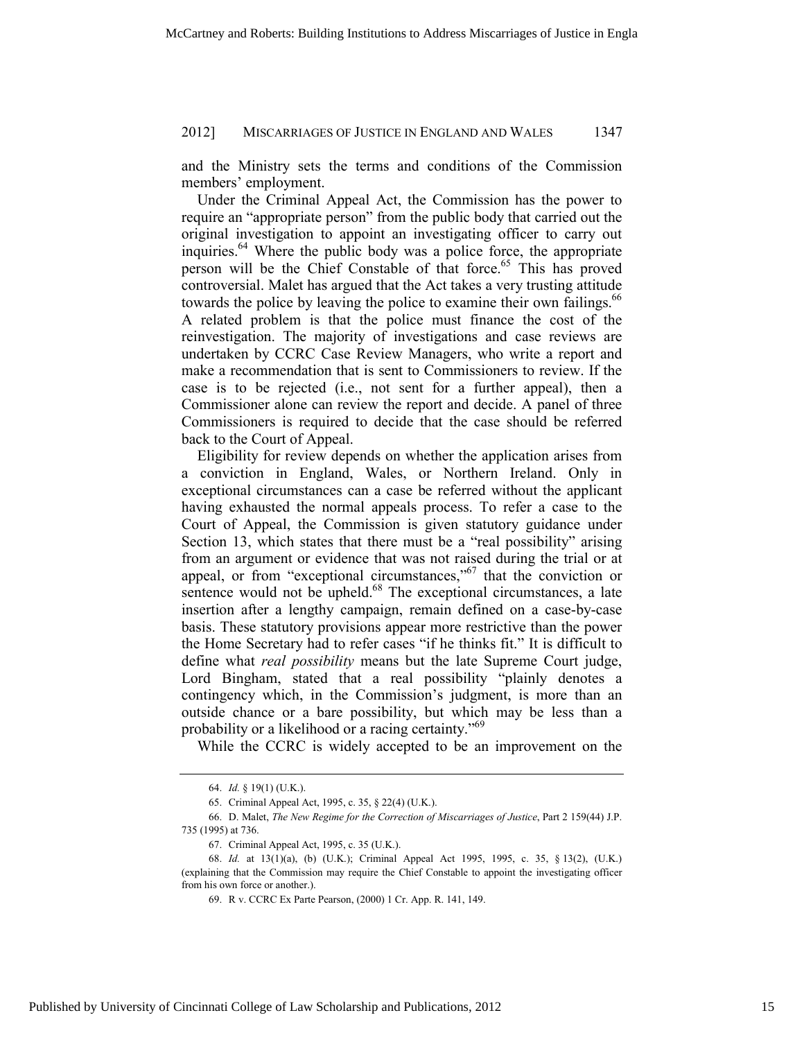and the Ministry sets the terms and conditions of the Commission members' employment.

Under the Criminal Appeal Act, the Commission has the power to require an "appropriate person" from the public body that carried out the original investigation to appoint an investigating officer to carry out inquiries.[64] Where the public body was a police force, the appropriate person will be the Chief Constable of that force.[65] This has proved controversial. Malet has argued that the Act takes a very trusting attitude towards the police by leaving the police to examine their own failings.[66] A related problem is that the police must finance the cost of the reinvestigation. The majority of investigations and case reviews are undertaken by CCRC Case Review Managers, who write a report and make a recommendation that is sent to Commissioners to review. If the case is to be rejected (i.e., not sent for a further appeal), then a Commissioner alone can review the report and decide. A panel of three Commissioners is required to decide that the case should be referred back to the Court of Appeal.

Eligibility for review depends on whether the application arises from a conviction in England, Wales, or Northern Ireland. Only in exceptional circumstances can a case be referred without the applicant having exhausted the normal appeals process. To refer a case to the Court of Appeal, the Commission is given statutory guidance under Section 13, which states that there must be a "real possibility" arising from an argument or evidence that was not raised during the trial or at appeal, or from "exceptional circumstances,"[67] that the conviction or sentence would not be upheld.[68] The exceptional circumstances, a late insertion after a lengthy campaign, remain defined on a case-by-case basis. These statutory provisions appear more restrictive than the power the Home Secretary had to refer cases "if he thinks fit." It is difficult to define what *real possibility* means but the late Supreme Court judge, Lord Bingham, stated that a real possibility "plainly denotes a contingency which, in the Commission's judgment, is more than an outside chance or a bare possibility, but which may be less than a probability or a likelihood or a racing certainty."[69]

While the CCRC is widely accepted to be an improvement on the

---

64. *Id.* § 19(1) (U.K.).

65. Criminal Appeal Act, 1995, c. 35, § 22(4) (U.K.).

66. D. Malet, *The New Regime for the Correction of Miscarriages of Justice*, Part 2 159(44) J.P. 735 (1995) at 736.

67. Criminal Appeal Act, 1995, c. 35 (U.K.).

68. *Id.* at 13(1)(a), (b) (U.K.); Criminal Appeal Act 1995, 1995, c. 35, § 13(2), (U.K.) (explaining that the Commission may require the Chief Constable to appoint the investigating officer from his own force or another.).

69. R v. CCRC Ex Parte Pearson, (2000) 1 Cr. App. R. 141, 149.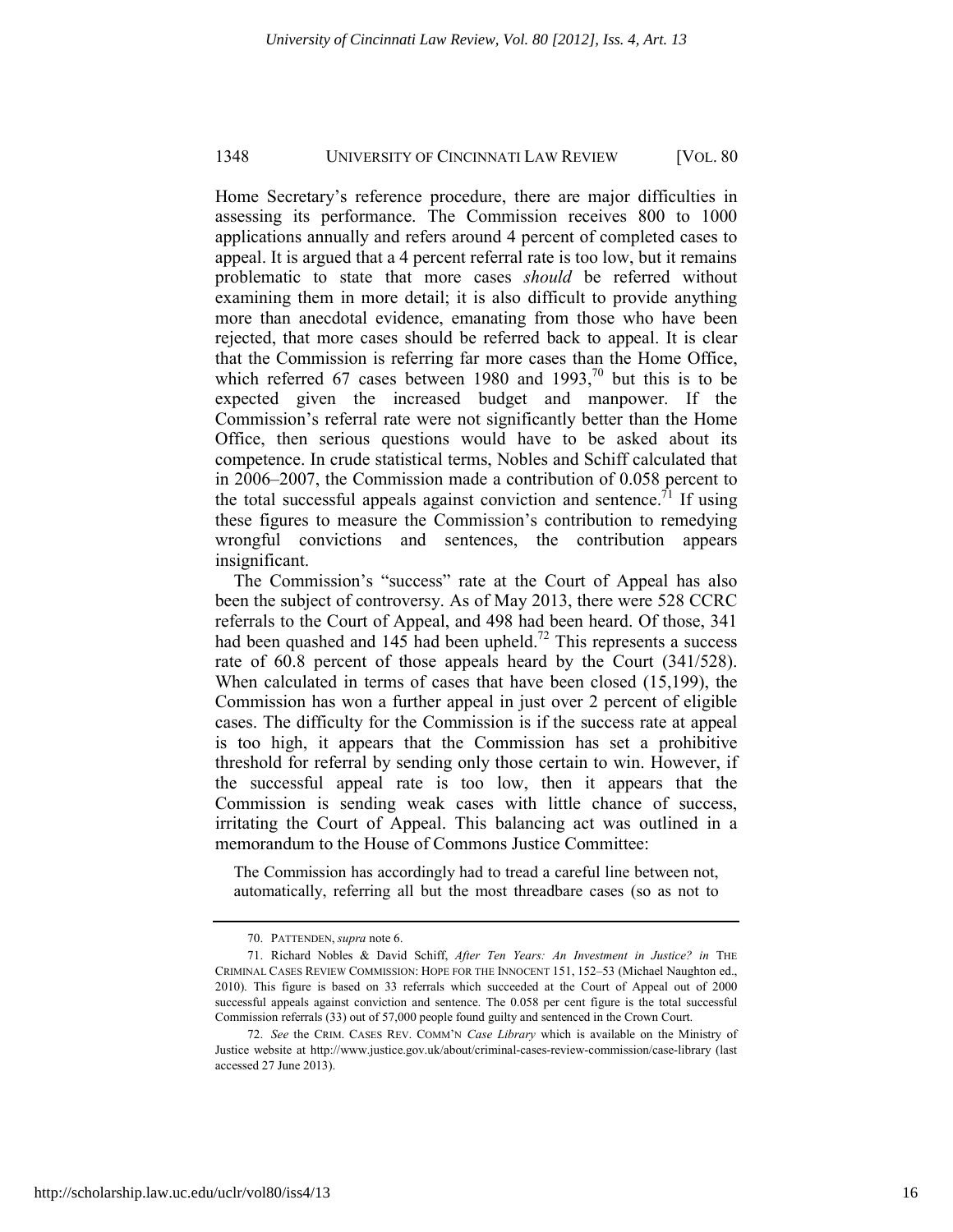Home Secretary's reference procedure, there are major difficulties in assessing its performance. The Commission receives 800 to 1000 applications annually and refers around 4 percent of completed cases to appeal. It is argued that a 4 percent referral rate is too low, but it remains problematic to state that more cases *should* be referred without examining them in more detail; it is also difficult to provide anything more than anecdotal evidence, emanating from those who have been rejected, that more cases should be referred back to appeal. It is clear that the Commission is referring far more cases than the Home Office, which referred 67 cases between 1980 and 1993,[70] but this is to be expected given the increased budget and manpower. If the Commission's referral rate were not significantly better than the Home Office, then serious questions would have to be asked about its competence. In crude statistical terms, Nobles and Schiff calculated that in 2006–2007, the Commission made a contribution of 0.058 percent to the total successful appeals against conviction and sentence.[71] If using these figures to measure the Commission's contribution to remedying wrongful convictions and sentences, the contribution appears insignificant.

The Commission's "success" rate at the Court of Appeal has also been the subject of controversy. As of May 2013, there were 528 CCRC referrals to the Court of Appeal, and 498 had been heard. Of those, 341 had been quashed and 145 had been upheld.[72] This represents a success rate of 60.8 percent of those appeals heard by the Court (341/528). When calculated in terms of cases that have been closed (15,199), the Commission has won a further appeal in just over 2 percent of eligible cases. The difficulty for the Commission is if the success rate at appeal is too high, it appears that the Commission has set a prohibitive threshold for referral by sending only those certain to win. However, if the successful appeal rate is too low, then it appears that the Commission is sending weak cases with little chance of success, irritating the Court of Appeal. This balancing act was outlined in a memorandum to the House of Commons Justice Committee:

> The Commission has accordingly had to tread a careful line between not, automatically, referring all but the most threadbare cases (so as not to

---

70. PATTENDEN, *supra* note 6.

71. Richard Nobles & David Schiff, *After Ten Years: An Investment in Justice? in* THE CRIMINAL CASES REVIEW COMMISSION: HOPE FOR THE INNOCENT 151, 152–53 (Michael Naughton ed., 2010). This figure is based on 33 referrals which succeeded at the Court of Appeal out of 2000 successful appeals against conviction and sentence. The 0.058 per cent figure is the total successful Commission referrals (33) out of 57,000 people found guilty and sentenced in the Crown Court.

72. *See* the CRIM. CASES REV. COMM'N *Case Library* which is available on the Ministry of Justice website at http://www.justice.gov.uk/about/criminal-cases-review-commission/case-library (last accessed 27 June 2013).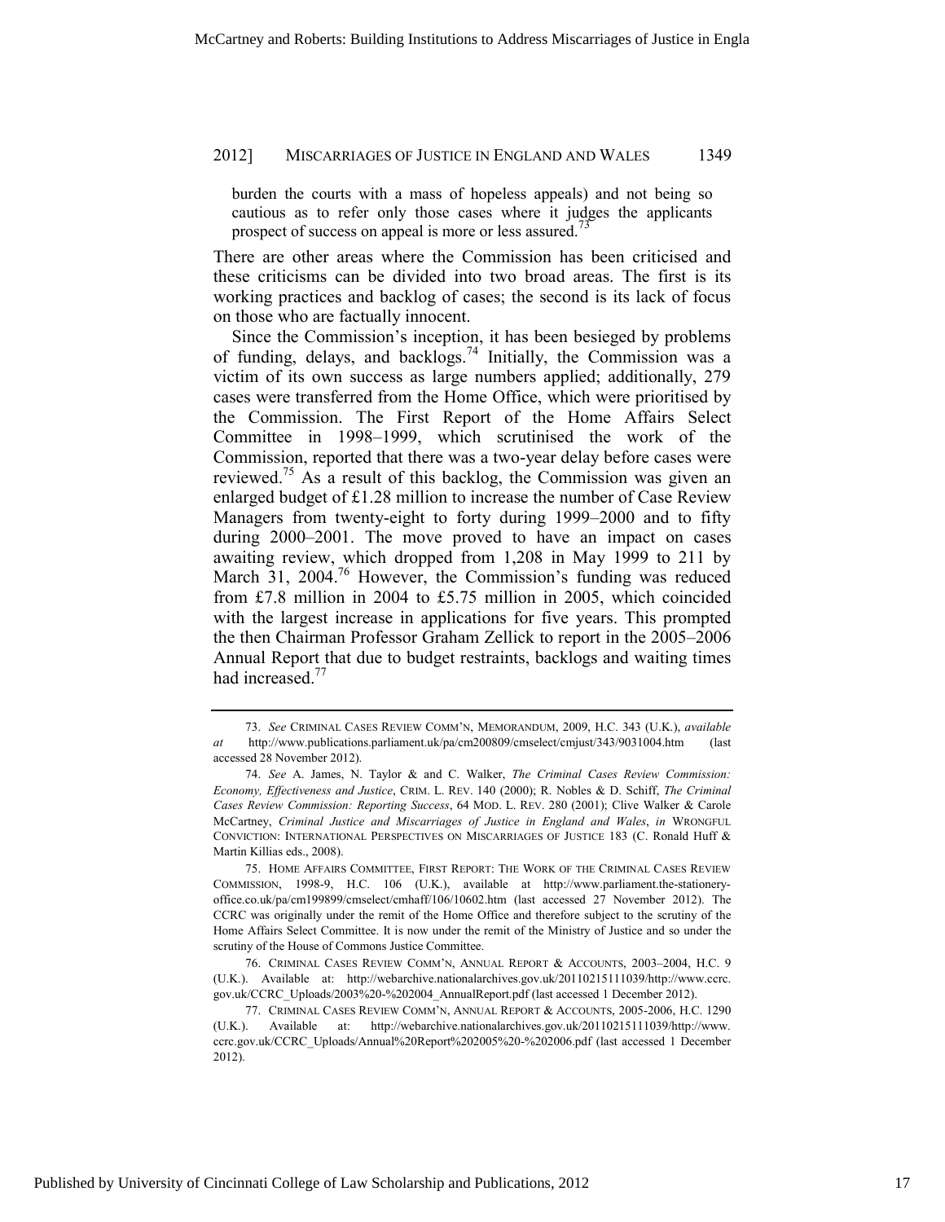burden the courts with a mass of hopeless appeals) and not being so cautious as to refer only those cases where it judges the applicants prospect of success on appeal is more or less assured.[73]

There are other areas where the Commission has been criticised and these criticisms can be divided into two broad areas. The first is its working practices and backlog of cases; the second is its lack of focus on those who are factually innocent.

Since the Commission's inception, it has been besieged by problems of funding, delays, and backlogs.[74] Initially, the Commission was a victim of its own success as large numbers applied; additionally, 279 cases were transferred from the Home Office, which were prioritised by the Commission. The First Report of the Home Affairs Select Committee in 1998–1999, which scrutinised the work of the Commission, reported that there was a two-year delay before cases were reviewed.[75] As a result of this backlog, the Commission was given an enlarged budget of £1.28 million to increase the number of Case Review Managers from twenty-eight to forty during 1999–2000 and to fifty during 2000–2001. The move proved to have an impact on cases awaiting review, which dropped from 1,208 in May 1999 to 211 by March 31, 2004.[76] However, the Commission's funding was reduced from £7.8 million in 2004 to £5.75 million in 2005, which coincided with the largest increase in applications for five years. This prompted the then Chairman Professor Graham Zellick to report in the 2005–2006 Annual Report that due to budget restraints, backlogs and waiting times had increased.[77]

---

73. *See* CRIMINAL CASES REVIEW COMM'N, MEMORANDUM, 2009, H.C. 343 (U.K.), *available at* http://www.publications.parliament.uk/pa/cm200809/cmselect/cmjust/343/9031004.htm (last accessed 28 November 2012).

74. *See* A. James, N. Taylor & and C. Walker, *The Criminal Cases Review Commission: Economy, Effectiveness and Justice*, CRIM. L. REV. 140 (2000); R. Nobles & D. Schiff, *The Criminal Cases Review Commission: Reporting Success*, 64 MOD. L. REV. 280 (2001); Clive Walker & Carole McCartney, *Criminal Justice and Miscarriages of Justice in England and Wales*, *in* WRONGFUL CONVICTION: INTERNATIONAL PERSPECTIVES ON MISCARRIAGES OF JUSTICE 183 (C. Ronald Huff & Martin Killias eds., 2008).

75. HOME AFFAIRS COMMITTEE, FIRST REPORT: THE WORK OF THE CRIMINAL CASES REVIEW COMMISSION, 1998-9, H.C. 106 (U.K.), available at http://www.parliament.the-stationery-office.co.uk/pa/cm199899/cmselect/cmhaff/106/10602.htm (last accessed 27 November 2012). The CCRC was originally under the remit of the Home Office and therefore subject to the scrutiny of the Home Affairs Select Committee. It is now under the remit of the Ministry of Justice and so under the scrutiny of the House of Commons Justice Committee.

76. CRIMINAL CASES REVIEW COMM'N, ANNUAL REPORT & ACCOUNTS, 2003–2004, H.C. 9 (U.K.). Available at: http://webarchive.nationalarchives.gov.uk/20110215111039/http://www.ccrc.gov.uk/CCRC_Uploads/2003%20-%202004_AnnualReport.pdf (last accessed 1 December 2012).

77. CRIMINAL CASES REVIEW COMM'N, ANNUAL REPORT & ACCOUNTS, 2005-2006, H.C. 1290 (U.K.). Available at: http://webarchive.nationalarchives.gov.uk/20110215111039/http://www.ccrc.gov.uk/CCRC_Uploads/Annual%20Report%202005%20-%202006.pdf (last accessed 1 December 2012).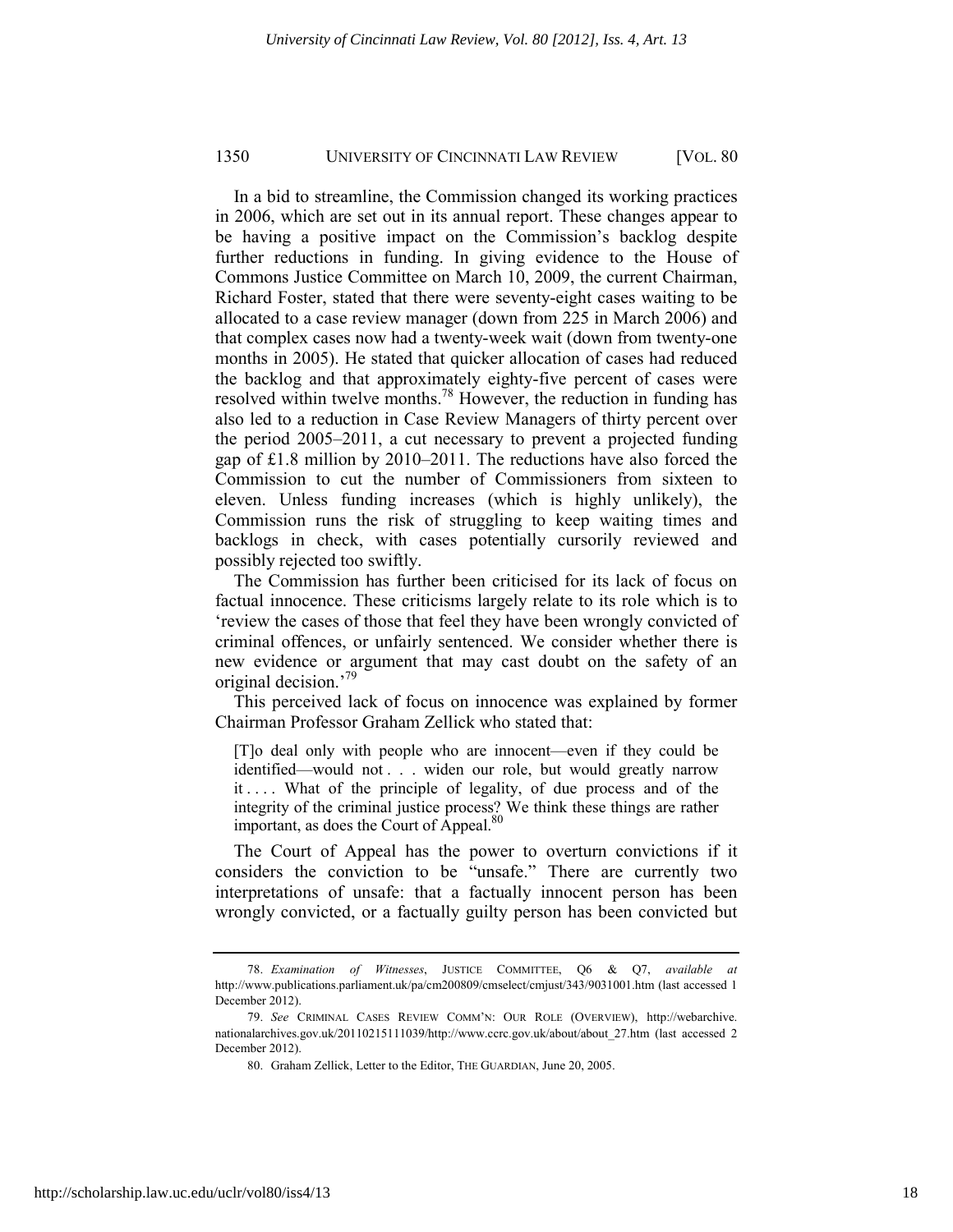In a bid to streamline, the Commission changed its working practices in 2006, which are set out in its annual report. These changes appear to be having a positive impact on the Commission's backlog despite further reductions in funding. In giving evidence to the House of Commons Justice Committee on March 10, 2009, the current Chairman, Richard Foster, stated that there were seventy-eight cases waiting to be allocated to a case review manager (down from 225 in March 2006) and that complex cases now had a twenty-week wait (down from twenty-one months in 2005). He stated that quicker allocation of cases had reduced the backlog and that approximately eighty-five percent of cases were resolved within twelve months.[78] However, the reduction in funding has also led to a reduction in Case Review Managers of thirty percent over the period 2005–2011, a cut necessary to prevent a projected funding gap of £1.8 million by 2010–2011. The reductions have also forced the Commission to cut the number of Commissioners from sixteen to eleven. Unless funding increases (which is highly unlikely), the Commission runs the risk of struggling to keep waiting times and backlogs in check, with cases potentially cursorily reviewed and possibly rejected too swiftly.

The Commission has further been criticised for its lack of focus on factual innocence. These criticisms largely relate to its role which is to 'review the cases of those that feel they have been wrongly convicted of criminal offences, or unfairly sentenced. We consider whether there is new evidence or argument that may cast doubt on the safety of an original decision.'[79]

This perceived lack of focus on innocence was explained by former Chairman Professor Graham Zellick who stated that:

> [T]o deal only with people who are innocent—even if they could be identified—would not . . . widen our role, but would greatly narrow it . . . . What of the principle of legality, of due process and of the integrity of the criminal justice process? We think these things are rather important, as does the Court of Appeal.[80]

The Court of Appeal has the power to overturn convictions if it considers the conviction to be "unsafe." There are currently two interpretations of unsafe: that a factually innocent person has been wrongly convicted, or a factually guilty person has been convicted but

---

78. *Examination of Witnesses*, JUSTICE COMMITTEE, Q6 & Q7, *available at* http://www.publications.parliament.uk/pa/cm200809/cmselect/cmjust/343/9031001.htm (last accessed 1 December 2012).

79. *See* CRIMINAL CASES REVIEW COMM'N: OUR ROLE (OVERVIEW), http://webarchive.nationalarchives.gov.uk/20110215111039/http://www.ccrc.gov.uk/about/about_27.htm (last accessed 2 December 2012).

80. Graham Zellick, Letter to the Editor, THE GUARDIAN, June 20, 2005.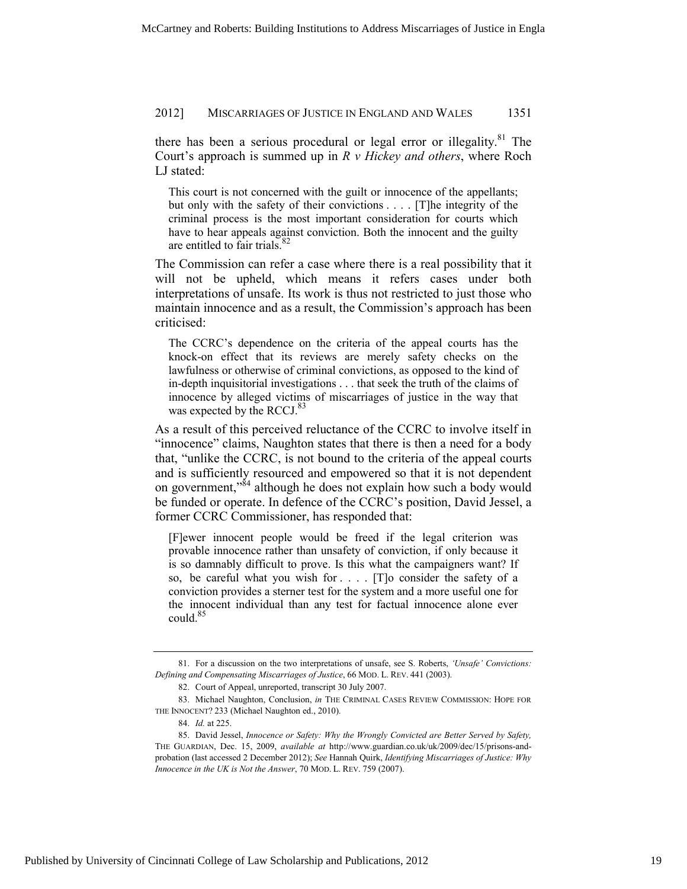there has been a serious procedural or legal error or illegality.[81] The Court's approach is summed up in *R v Hickey and others*, where Roch LJ stated:

> This court is not concerned with the guilt or innocence of the appellants; but only with the safety of their convictions . . . . [T]he integrity of the criminal process is the most important consideration for courts which have to hear appeals against conviction. Both the innocent and the guilty are entitled to fair trials.[82]

The Commission can refer a case where there is a real possibility that it will not be upheld, which means it refers cases under both interpretations of unsafe. Its work is thus not restricted to just those who maintain innocence and as a result, the Commission's approach has been criticised:

> The CCRC's dependence on the criteria of the appeal courts has the knock-on effect that its reviews are merely safety checks on the lawfulness or otherwise of criminal convictions, as opposed to the kind of in-depth inquisitorial investigations . . . that seek the truth of the claims of innocence by alleged victims of miscarriages of justice in the way that was expected by the RCCJ.[83]

As a result of this perceived reluctance of the CCRC to involve itself in "innocence" claims, Naughton states that there is then a need for a body that, "unlike the CCRC, is not bound to the criteria of the appeal courts and is sufficiently resourced and empowered so that it is not dependent on government,"[84] although he does not explain how such a body would be funded or operate. In defence of the CCRC's position, David Jessel, a former CCRC Commissioner, has responded that:

> [F]ewer innocent people would be freed if the legal criterion was provable innocence rather than unsafety of conviction, if only because it is so damnably difficult to prove. Is this what the campaigners want? If so, be careful what you wish for . . . . [T]o consider the safety of a conviction provides a sterner test for the system and a more useful one for the innocent individual than any test for factual innocence alone ever could.[85]

---

81. For a discussion on the two interpretations of unsafe, see S. Roberts, *'Unsafe' Convictions: Defining and Compensating Miscarriages of Justice*, 66 MOD. L. REV. 441 (2003).

82. Court of Appeal, unreported, transcript 30 July 2007.

83. Michael Naughton, Conclusion, *in* THE CRIMINAL CASES REVIEW COMMISSION: HOPE FOR THE INNOCENT? 233 (Michael Naughton ed., 2010).

84. *Id.* at 225.

85. David Jessel, *Innocence or Safety: Why the Wrongly Convicted are Better Served by Safety,* THE GUARDIAN, Dec. 15, 2009, *available at* http://www.guardian.co.uk/uk/2009/dec/15/prisons-and-probation (last accessed 2 December 2012); *See* Hannah Quirk, *Identifying Miscarriages of Justice: Why Innocence in the UK is Not the Answer*, 70 MOD. L. REV. 759 (2007).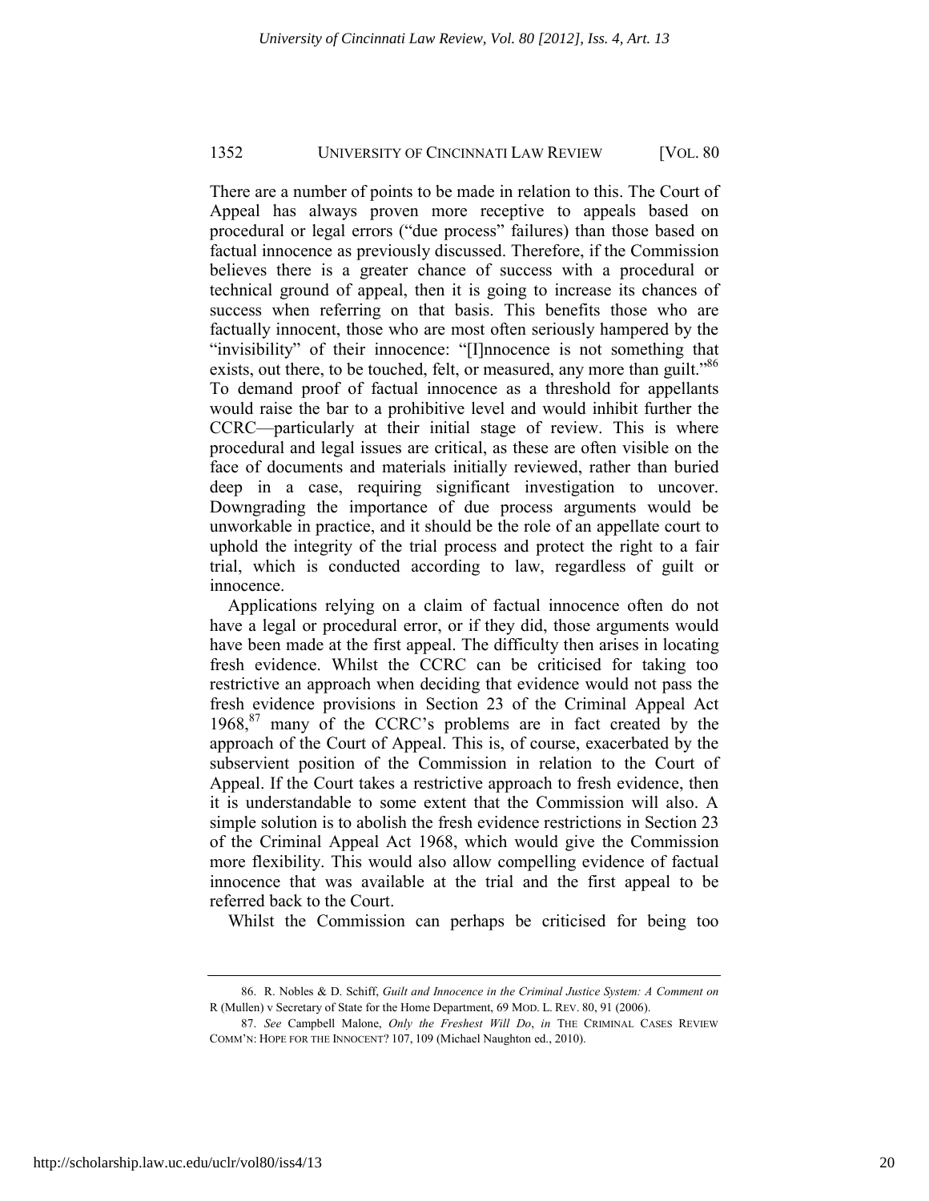There are a number of points to be made in relation to this. The Court of Appeal has always proven more receptive to appeals based on procedural or legal errors ("due process" failures) than those based on factual innocence as previously discussed. Therefore, if the Commission believes there is a greater chance of success with a procedural or technical ground of appeal, then it is going to increase its chances of success when referring on that basis. This benefits those who are factually innocent, those who are most often seriously hampered by the "invisibility" of their innocence: "[I]nnocence is not something that exists, out there, to be touched, felt, or measured, any more than guilt."[86] To demand proof of factual innocence as a threshold for appellants would raise the bar to a prohibitive level and would inhibit further the CCRC—particularly at their initial stage of review. This is where procedural and legal issues are critical, as these are often visible on the face of documents and materials initially reviewed, rather than buried deep in a case, requiring significant investigation to uncover. Downgrading the importance of due process arguments would be unworkable in practice, and it should be the role of an appellate court to uphold the integrity of the trial process and protect the right to a fair trial, which is conducted according to law, regardless of guilt or innocence.

Applications relying on a claim of factual innocence often do not have a legal or procedural error, or if they did, those arguments would have been made at the first appeal. The difficulty then arises in locating fresh evidence. Whilst the CCRC can be criticised for taking too restrictive an approach when deciding that evidence would not pass the fresh evidence provisions in Section 23 of the Criminal Appeal Act 1968,[87] many of the CCRC's problems are in fact created by the approach of the Court of Appeal. This is, of course, exacerbated by the subservient position of the Commission in relation to the Court of Appeal. If the Court takes a restrictive approach to fresh evidence, then it is understandable to some extent that the Commission will also. A simple solution is to abolish the fresh evidence restrictions in Section 23 of the Criminal Appeal Act 1968, which would give the Commission more flexibility. This would also allow compelling evidence of factual innocence that was available at the trial and the first appeal to be referred back to the Court.

Whilst the Commission can perhaps be criticised for being too

---

86. R. Nobles & D. Schiff, *Guilt and Innocence in the Criminal Justice System: A Comment on* R (Mullen) v Secretary of State for the Home Department, 69 MOD. L. REV. 80, 91 (2006).

87. *See* Campbell Malone, *Only the Freshest Will Do*, *in* THE CRIMINAL CASES REVIEW COMM'N: HOPE FOR THE INNOCENT? 107, 109 (Michael Naughton ed., 2010).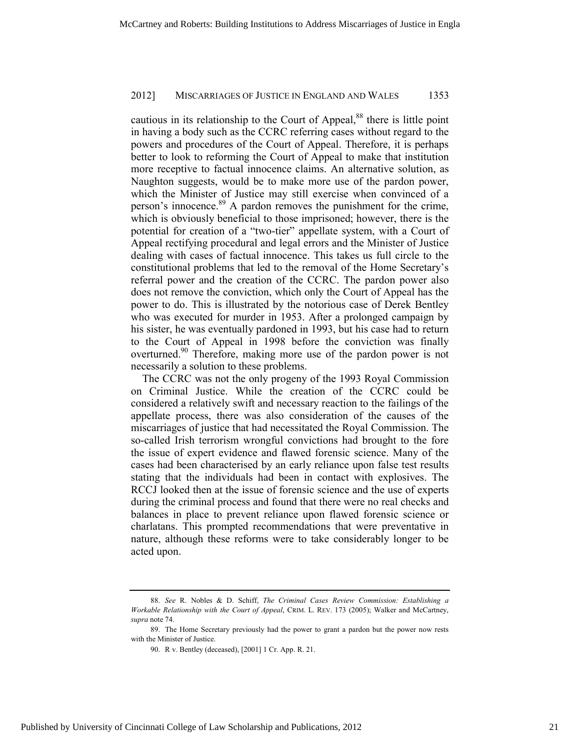cautious in its relationship to the Court of Appeal,[88] there is little point in having a body such as the CCRC referring cases without regard to the powers and procedures of the Court of Appeal. Therefore, it is perhaps better to look to reforming the Court of Appeal to make that institution more receptive to factual innocence claims. An alternative solution, as Naughton suggests, would be to make more use of the pardon power, which the Minister of Justice may still exercise when convinced of a person's innocence.[89] A pardon removes the punishment for the crime, which is obviously beneficial to those imprisoned; however, there is the potential for creation of a "two-tier" appellate system, with a Court of Appeal rectifying procedural and legal errors and the Minister of Justice dealing with cases of factual innocence. This takes us full circle to the constitutional problems that led to the removal of the Home Secretary's referral power and the creation of the CCRC. The pardon power also does not remove the conviction, which only the Court of Appeal has the power to do. This is illustrated by the notorious case of Derek Bentley who was executed for murder in 1953. After a prolonged campaign by his sister, he was eventually pardoned in 1993, but his case had to return to the Court of Appeal in 1998 before the conviction was finally overturned.[90] Therefore, making more use of the pardon power is not necessarily a solution to these problems.

The CCRC was not the only progeny of the 1993 Royal Commission on Criminal Justice. While the creation of the CCRC could be considered a relatively swift and necessary reaction to the failings of the appellate process, there was also consideration of the causes of the miscarriages of justice that had necessitated the Royal Commission. The so-called Irish terrorism wrongful convictions had brought to the fore the issue of expert evidence and flawed forensic science. Many of the cases had been characterised by an early reliance upon false test results stating that the individuals had been in contact with explosives. The RCCJ looked then at the issue of forensic science and the use of experts during the criminal process and found that there were no real checks and balances in place to prevent reliance upon flawed forensic science or charlatans. This prompted recommendations that were preventative in nature, although these reforms were to take considerably longer to be acted upon.

---

88. *See* R. Nobles & D. Schiff, *The Criminal Cases Review Commission: Establishing a Workable Relationship with the Court of Appeal*, CRIM. L. REV. 173 (2005); Walker and McCartney, *supra* note 74.

89. The Home Secretary previously had the power to grant a pardon but the power now rests with the Minister of Justice.

90. R v. Bentley (deceased), [2001] 1 Cr. App. R. 21.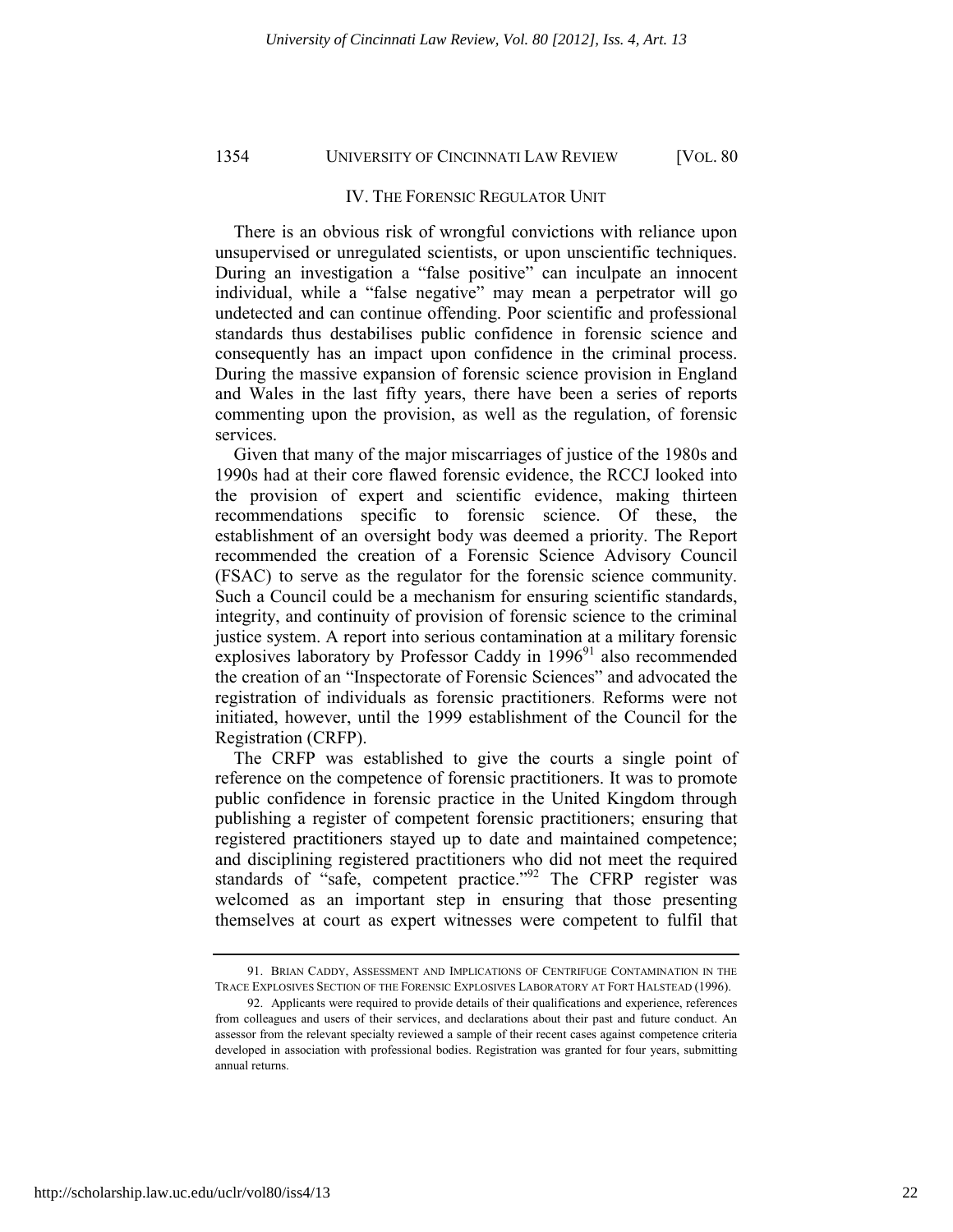## IV. THE FORENSIC REGULATOR UNIT

There is an obvious risk of wrongful convictions with reliance upon unsupervised or unregulated scientists, or upon unscientific techniques. During an investigation a "false positive" can inculpate an innocent individual, while a "false negative" may mean a perpetrator will go undetected and can continue offending. Poor scientific and professional standards thus destabilises public confidence in forensic science and consequently has an impact upon confidence in the criminal process. During the massive expansion of forensic science provision in England and Wales in the last fifty years, there have been a series of reports commenting upon the provision, as well as the regulation, of forensic services.

Given that many of the major miscarriages of justice of the 1980s and 1990s had at their core flawed forensic evidence, the RCCJ looked into the provision of expert and scientific evidence, making thirteen recommendations specific to forensic science. Of these, the establishment of an oversight body was deemed a priority. The Report recommended the creation of a Forensic Science Advisory Council (FSAC) to serve as the regulator for the forensic science community. Such a Council could be a mechanism for ensuring scientific standards, integrity, and continuity of provision of forensic science to the criminal justice system. A report into serious contamination at a military forensic explosives laboratory by Professor Caddy in 1996[91] also recommended the creation of an "Inspectorate of Forensic Sciences" and advocated the registration of individuals as forensic practitioners. Reforms were not initiated, however, until the 1999 establishment of the Council for the Registration (CRFP).

The CRFP was established to give the courts a single point of reference on the competence of forensic practitioners. It was to promote public confidence in forensic practice in the United Kingdom through publishing a register of competent forensic practitioners; ensuring that registered practitioners stayed up to date and maintained competence; and disciplining registered practitioners who did not meet the required standards of "safe, competent practice."[92] The CFRP register was welcomed as an important step in ensuring that those presenting themselves at court as expert witnesses were competent to fulfil that

---

91. BRIAN CADDY, ASSESSMENT AND IMPLICATIONS OF CENTRIFUGE CONTAMINATION IN THE TRACE EXPLOSIVES SECTION OF THE FORENSIC EXPLOSIVES LABORATORY AT FORT HALSTEAD (1996).

92. Applicants were required to provide details of their qualifications and experience, references from colleagues and users of their services, and declarations about their past and future conduct. An assessor from the relevant specialty reviewed a sample of their recent cases against competence criteria developed in association with professional bodies. Registration was granted for four years, submitting annual returns.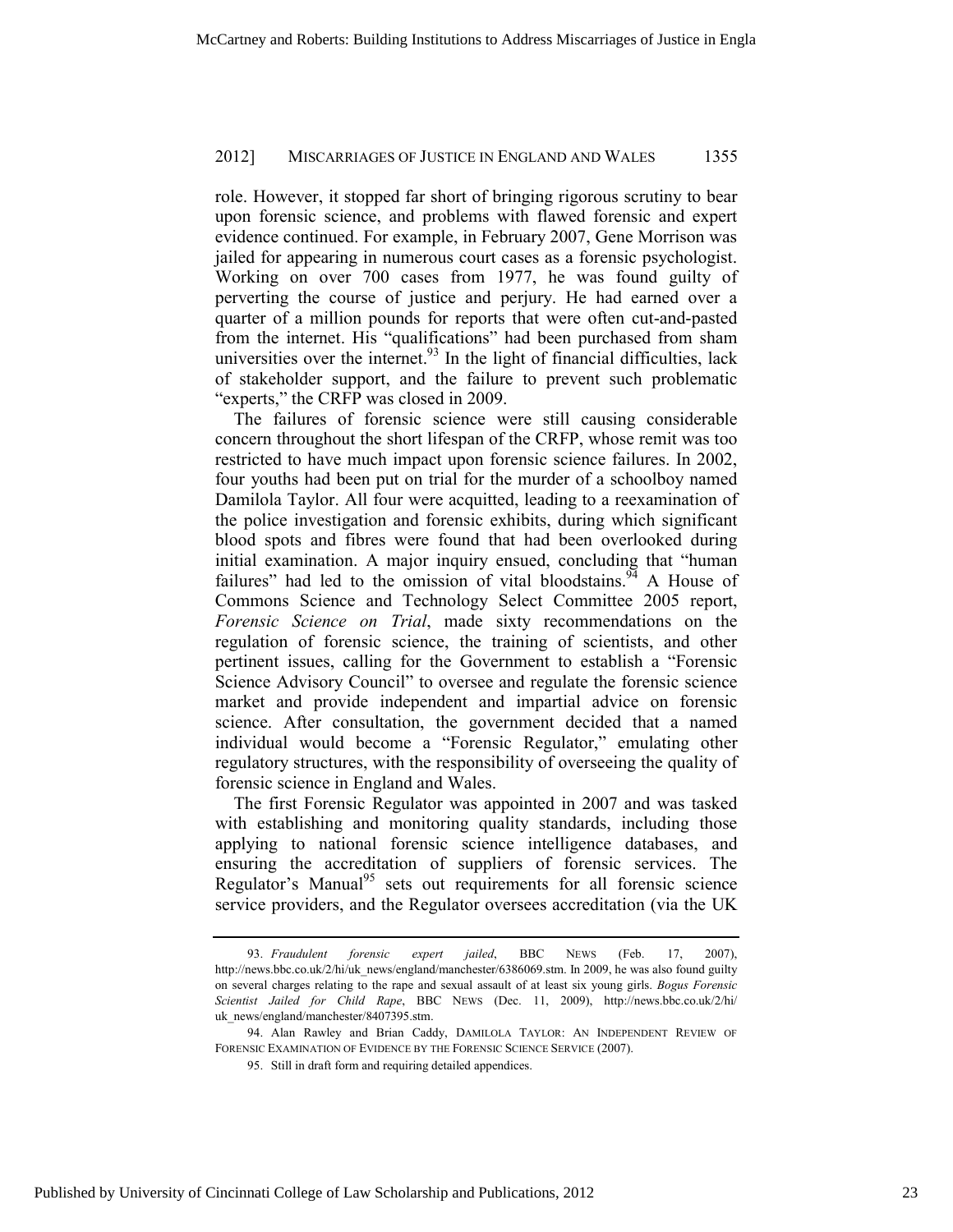role. However, it stopped far short of bringing rigorous scrutiny to bear upon forensic science, and problems with flawed forensic and expert evidence continued. For example, in February 2007, Gene Morrison was jailed for appearing in numerous court cases as a forensic psychologist. Working on over 700 cases from 1977, he was found guilty of perverting the course of justice and perjury. He had earned over a quarter of a million pounds for reports that were often cut-and-pasted from the internet. His "qualifications" had been purchased from sham universities over the internet.[93] In the light of financial difficulties, lack of stakeholder support, and the failure to prevent such problematic "experts," the CRFP was closed in 2009.

The failures of forensic science were still causing considerable concern throughout the short lifespan of the CRFP, whose remit was too restricted to have much impact upon forensic science failures. In 2002, four youths had been put on trial for the murder of a schoolboy named Damilola Taylor. All four were acquitted, leading to a reexamination of the police investigation and forensic exhibits, during which significant blood spots and fibres were found that had been overlooked during initial examination. A major inquiry ensued, concluding that "human failures" had led to the omission of vital bloodstains.[94] A House of Commons Science and Technology Select Committee 2005 report, *Forensic Science on Trial*, made sixty recommendations on the regulation of forensic science, the training of scientists, and other pertinent issues, calling for the Government to establish a "Forensic Science Advisory Council" to oversee and regulate the forensic science market and provide independent and impartial advice on forensic science. After consultation, the government decided that a named individual would become a "Forensic Regulator," emulating other regulatory structures, with the responsibility of overseeing the quality of forensic science in England and Wales.

The first Forensic Regulator was appointed in 2007 and was tasked with establishing and monitoring quality standards, including those applying to national forensic science intelligence databases, and ensuring the accreditation of suppliers of forensic services. The Regulator's Manual[95] sets out requirements for all forensic science service providers, and the Regulator oversees accreditation (via the UK

---

93. *Fraudulent forensic expert jailed*, BBC NEWS (Feb. 17, 2007), http://news.bbc.co.uk/2/hi/uk_news/england/manchester/6386069.stm. In 2009, he was also found guilty on several charges relating to the rape and sexual assault of at least six young girls. *Bogus Forensic Scientist Jailed for Child Rape*, BBC NEWS (Dec. 11, 2009), http://news.bbc.co.uk/2/hi/uk_news/england/manchester/8407395.stm.

94. Alan Rawley and Brian Caddy, DAMILOLA TAYLOR: AN INDEPENDENT REVIEW OF FORENSIC EXAMINATION OF EVIDENCE BY THE FORENSIC SCIENCE SERVICE (2007).

95. Still in draft form and requiring detailed appendices.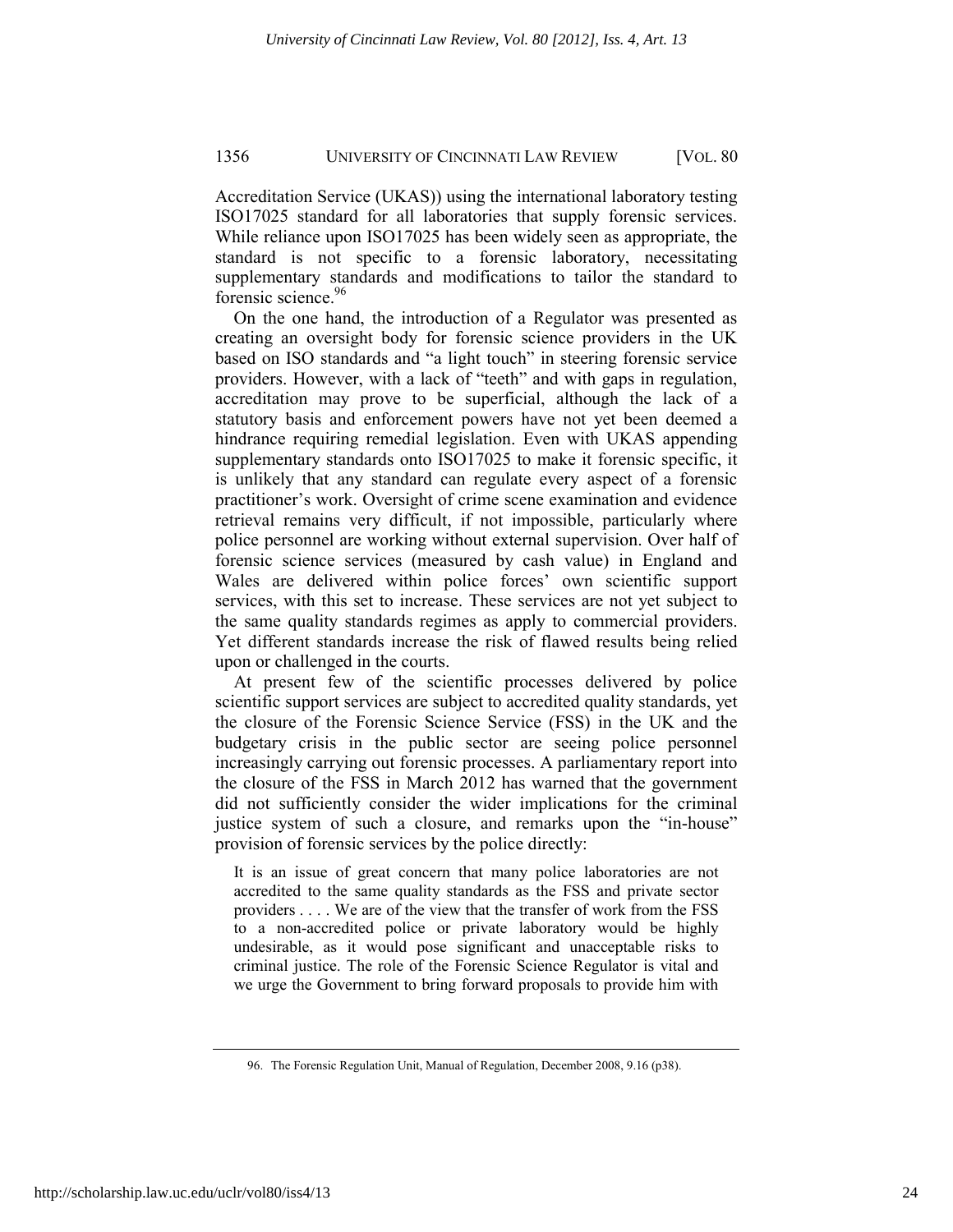Accreditation Service (UKAS)) using the international laboratory testing ISO17025 standard for all laboratories that supply forensic services. While reliance upon ISO17025 has been widely seen as appropriate, the standard is not specific to a forensic laboratory, necessitating supplementary standards and modifications to tailor the standard to forensic science.[96]

On the one hand, the introduction of a Regulator was presented as creating an oversight body for forensic science providers in the UK based on ISO standards and "a light touch" in steering forensic service providers. However, with a lack of "teeth" and with gaps in regulation, accreditation may prove to be superficial, although the lack of a statutory basis and enforcement powers have not yet been deemed a hindrance requiring remedial legislation. Even with UKAS appending supplementary standards onto ISO17025 to make it forensic specific, it is unlikely that any standard can regulate every aspect of a forensic practitioner's work. Oversight of crime scene examination and evidence retrieval remains very difficult, if not impossible, particularly where police personnel are working without external supervision. Over half of forensic science services (measured by cash value) in England and Wales are delivered within police forces' own scientific support services, with this set to increase. These services are not yet subject to the same quality standards regimes as apply to commercial providers. Yet different standards increase the risk of flawed results being relied upon or challenged in the courts.

At present few of the scientific processes delivered by police scientific support services are subject to accredited quality standards, yet the closure of the Forensic Science Service (FSS) in the UK and the budgetary crisis in the public sector are seeing police personnel increasingly carrying out forensic processes. A parliamentary report into the closure of the FSS in March 2012 has warned that the government did not sufficiently consider the wider implications for the criminal justice system of such a closure, and remarks upon the "in-house" provision of forensic services by the police directly:

> It is an issue of great concern that many police laboratories are not accredited to the same quality standards as the FSS and private sector providers . . . . We are of the view that the transfer of work from the FSS to a non-accredited police or private laboratory would be highly undesirable, as it would pose significant and unacceptable risks to criminal justice. The role of the Forensic Science Regulator is vital and we urge the Government to bring forward proposals to provide him with

96. The Forensic Regulation Unit, Manual of Regulation, December 2008, 9.16 (p38).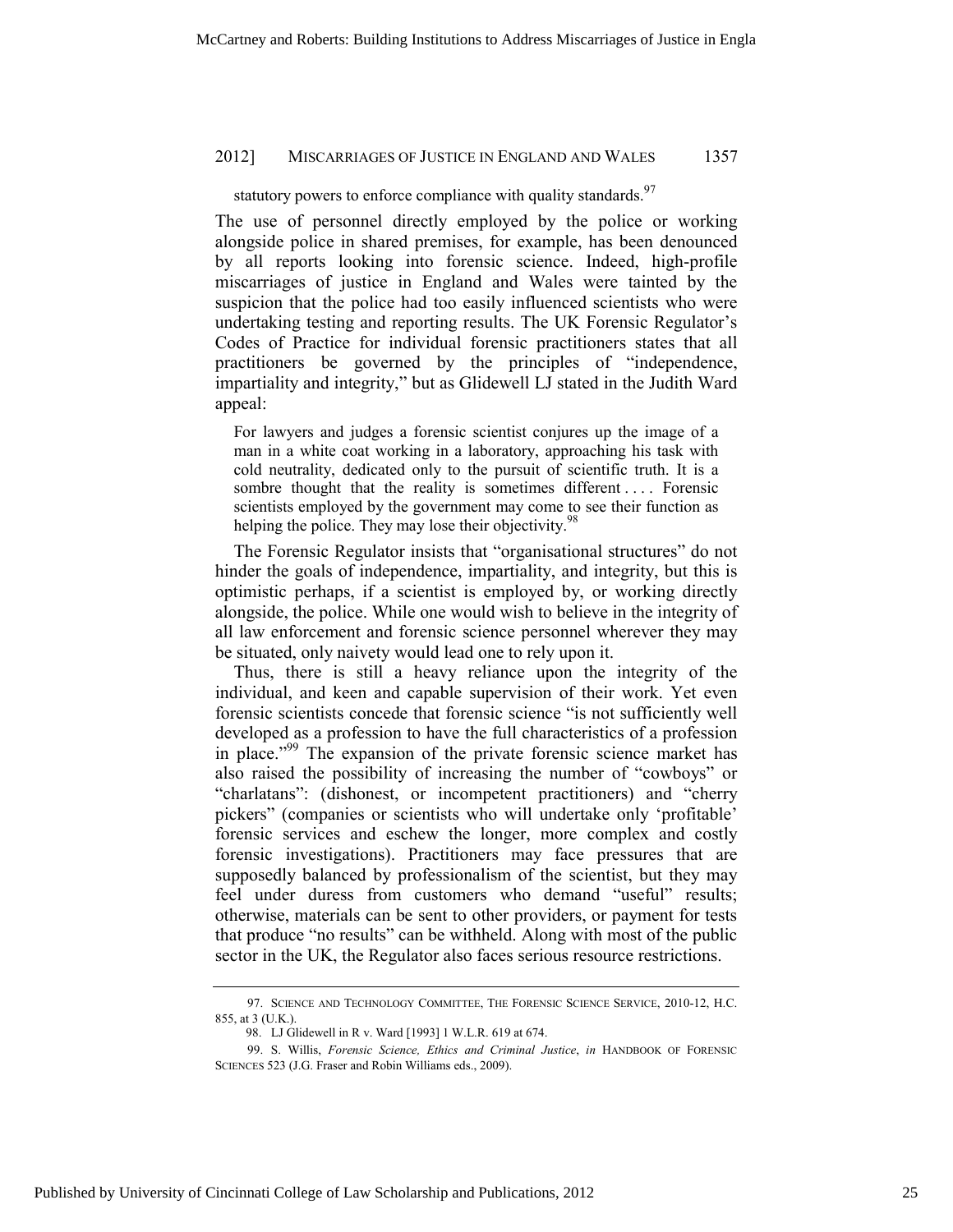statutory powers to enforce compliance with quality standards.[97]

The use of personnel directly employed by the police or working alongside police in shared premises, for example, has been denounced by all reports looking into forensic science. Indeed, high-profile miscarriages of justice in England and Wales were tainted by the suspicion that the police had too easily influenced scientists who were undertaking testing and reporting results. The UK Forensic Regulator's Codes of Practice for individual forensic practitioners states that all practitioners be governed by the principles of "independence, impartiality and integrity," but as Glidewell LJ stated in the Judith Ward appeal:

> For lawyers and judges a forensic scientist conjures up the image of a man in a white coat working in a laboratory, approaching his task with cold neutrality, dedicated only to the pursuit of scientific truth. It is a sombre thought that the reality is sometimes different . . . . Forensic scientists employed by the government may come to see their function as helping the police. They may lose their objectivity.[98]

The Forensic Regulator insists that "organisational structures" do not hinder the goals of independence, impartiality, and integrity, but this is optimistic perhaps, if a scientist is employed by, or working directly alongside, the police. While one would wish to believe in the integrity of all law enforcement and forensic science personnel wherever they may be situated, only naivety would lead one to rely upon it.

Thus, there is still a heavy reliance upon the integrity of the individual, and keen and capable supervision of their work. Yet even forensic scientists concede that forensic science "is not sufficiently well developed as a profession to have the full characteristics of a profession in place."[99] The expansion of the private forensic science market has also raised the possibility of increasing the number of "cowboys" or "charlatans": (dishonest, or incompetent practitioners) and "cherry pickers" (companies or scientists who will undertake only 'profitable' forensic services and eschew the longer, more complex and costly forensic investigations). Practitioners may face pressures that are supposedly balanced by professionalism of the scientist, but they may feel under duress from customers who demand "useful" results; otherwise, materials can be sent to other providers, or payment for tests that produce "no results" can be withheld. Along with most of the public sector in the UK, the Regulator also faces serious resource restrictions.

---

97. SCIENCE AND TECHNOLOGY COMMITTEE, THE FORENSIC SCIENCE SERVICE, 2010-12, H.C. 855, at 3 (U.K.).

98. LJ Glidewell in R v. Ward [1993] 1 W.L.R. 619 at 674.

99. S. Willis, *Forensic Science, Ethics and Criminal Justice*, *in* HANDBOOK OF FORENSIC SCIENCES 523 (J.G. Fraser and Robin Williams eds., 2009).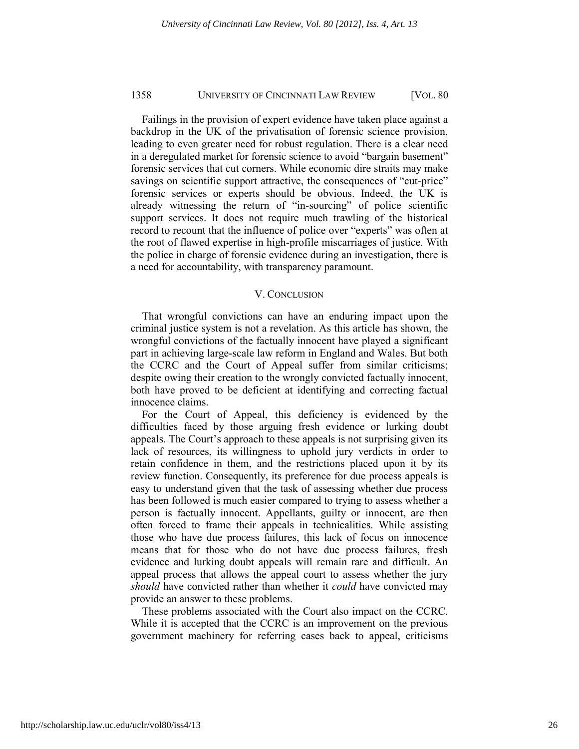Failings in the provision of expert evidence have taken place against a backdrop in the UK of the privatisation of forensic science provision, leading to even greater need for robust regulation. There is a clear need in a deregulated market for forensic science to avoid "bargain basement" forensic services that cut corners. While economic dire straits may make savings on scientific support attractive, the consequences of "cut-price" forensic services or experts should be obvious. Indeed, the UK is already witnessing the return of "in-sourcing" of police scientific support services. It does not require much trawling of the historical record to recount that the influence of police over "experts" was often at the root of flawed expertise in high-profile miscarriages of justice. With the police in charge of forensic evidence during an investigation, there is a need for accountability, with transparency paramount.

## V. CONCLUSION

That wrongful convictions can have an enduring impact upon the criminal justice system is not a revelation. As this article has shown, the wrongful convictions of the factually innocent have played a significant part in achieving large-scale law reform in England and Wales. But both the CCRC and the Court of Appeal suffer from similar criticisms; despite owing their creation to the wrongly convicted factually innocent, both have proved to be deficient at identifying and correcting factual innocence claims.

For the Court of Appeal, this deficiency is evidenced by the difficulties faced by those arguing fresh evidence or lurking doubt appeals. The Court's approach to these appeals is not surprising given its lack of resources, its willingness to uphold jury verdicts in order to retain confidence in them, and the restrictions placed upon it by its review function. Consequently, its preference for due process appeals is easy to understand given that the task of assessing whether due process has been followed is much easier compared to trying to assess whether a person is factually innocent. Appellants, guilty or innocent, are then often forced to frame their appeals in technicalities. While assisting those who have due process failures, this lack of focus on innocence means that for those who do not have due process failures, fresh evidence and lurking doubt appeals will remain rare and difficult. An appeal process that allows the appeal court to assess whether the jury *should* have convicted rather than whether it *could* have convicted may provide an answer to these problems.

These problems associated with the Court also impact on the CCRC. While it is accepted that the CCRC is an improvement on the previous government machinery for referring cases back to appeal, criticisms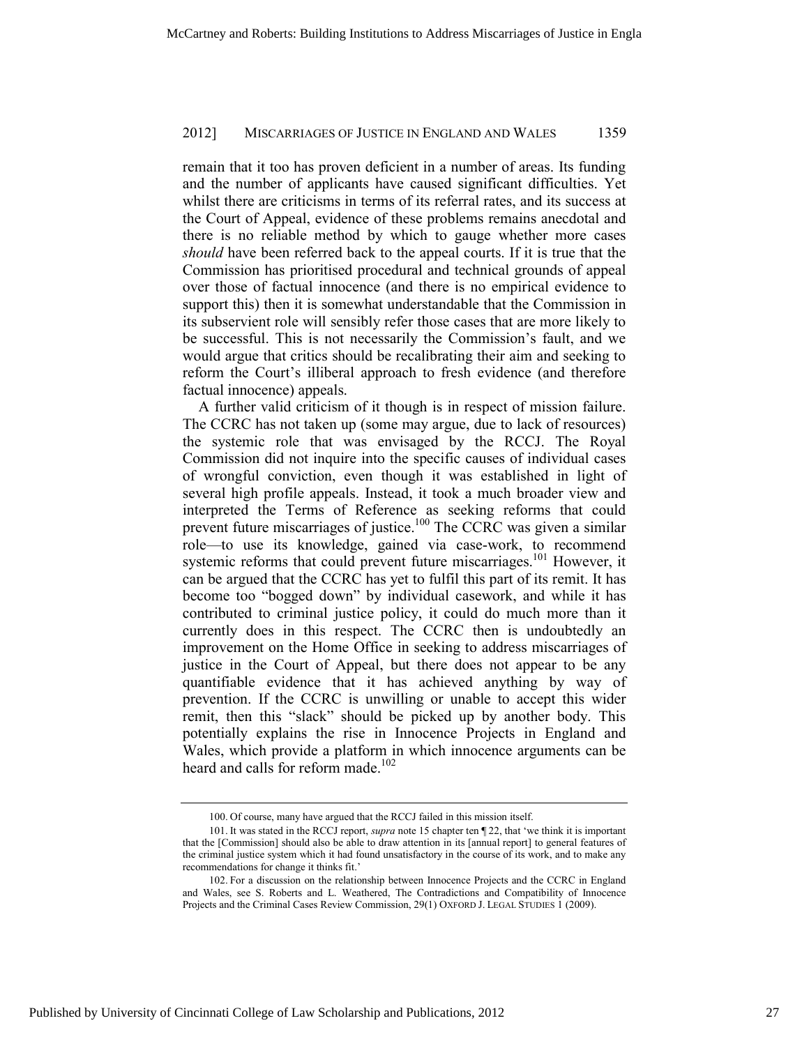remain that it too has proven deficient in a number of areas. Its funding and the number of applicants have caused significant difficulties. Yet whilst there are criticisms in terms of its referral rates, and its success at the Court of Appeal, evidence of these problems remains anecdotal and there is no reliable method by which to gauge whether more cases *should* have been referred back to the appeal courts. If it is true that the Commission has prioritised procedural and technical grounds of appeal over those of factual innocence (and there is no empirical evidence to support this) then it is somewhat understandable that the Commission in its subservient role will sensibly refer those cases that are more likely to be successful. This is not necessarily the Commission's fault, and we would argue that critics should be recalibrating their aim and seeking to reform the Court's illiberal approach to fresh evidence (and therefore factual innocence) appeals.

A further valid criticism of it though is in respect of mission failure. The CCRC has not taken up (some may argue, due to lack of resources) the systemic role that was envisaged by the RCCJ. The Royal Commission did not inquire into the specific causes of individual cases of wrongful conviction, even though it was established in light of several high profile appeals. Instead, it took a much broader view and interpreted the Terms of Reference as seeking reforms that could prevent future miscarriages of justice.[100] The CCRC was given a similar role—to use its knowledge, gained via case-work, to recommend systemic reforms that could prevent future miscarriages.[101] However, it can be argued that the CCRC has yet to fulfil this part of its remit. It has become too "bogged down" by individual casework, and while it has contributed to criminal justice policy, it could do much more than it currently does in this respect. The CCRC then is undoubtedly an improvement on the Home Office in seeking to address miscarriages of justice in the Court of Appeal, but there does not appear to be any quantifiable evidence that it has achieved anything by way of prevention. If the CCRC is unwilling or unable to accept this wider remit, then this "slack" should be picked up by another body. This potentially explains the rise in Innocence Projects in England and Wales, which provide a platform in which innocence arguments can be heard and calls for reform made.[102]

---

100. Of course, many have argued that the RCCJ failed in this mission itself.

101. It was stated in the RCCJ report, *supra* note 15 chapter ten ¶ 22, that 'we think it is important that the [Commission] should also be able to draw attention in its [annual report] to general features of the criminal justice system which it had found unsatisfactory in the course of its work, and to make any recommendations for change it thinks fit.'

102. For a discussion on the relationship between Innocence Projects and the CCRC in England and Wales, see S. Roberts and L. Weathered, The Contradictions and Compatibility of Innocence Projects and the Criminal Cases Review Commission, 29(1) OXFORD J. LEGAL STUDIES 1 (2009).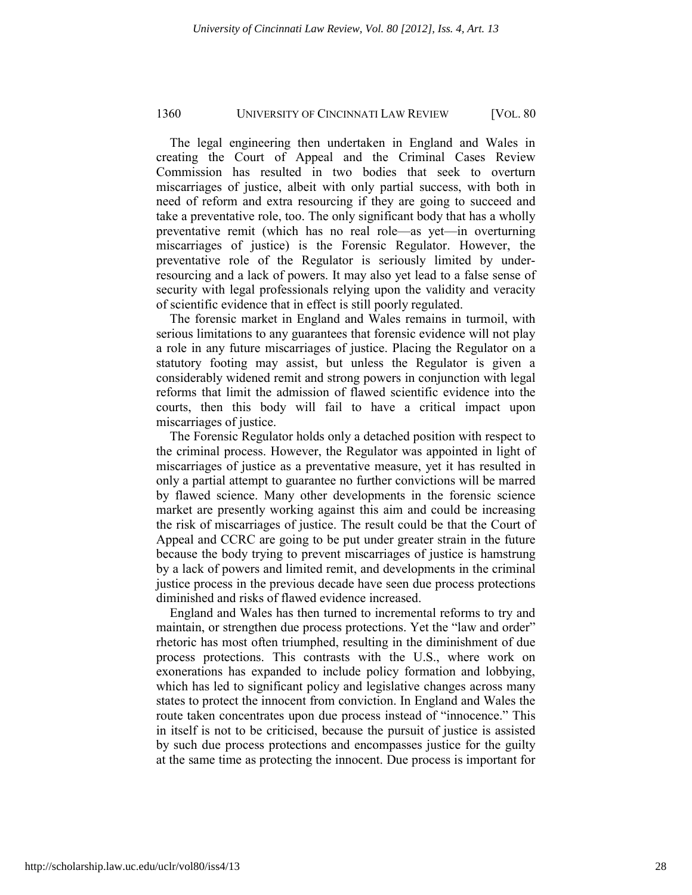The legal engineering then undertaken in England and Wales in creating the Court of Appeal and the Criminal Cases Review Commission has resulted in two bodies that seek to overturn miscarriages of justice, albeit with only partial success, with both in need of reform and extra resourcing if they are going to succeed and take a preventative role, too. The only significant body that has a wholly preventative remit (which has no real role—as yet—in overturning miscarriages of justice) is the Forensic Regulator. However, the preventative role of the Regulator is seriously limited by under-resourcing and a lack of powers. It may also yet lead to a false sense of security with legal professionals relying upon the validity and veracity of scientific evidence that in effect is still poorly regulated.

The forensic market in England and Wales remains in turmoil, with serious limitations to any guarantees that forensic evidence will not play a role in any future miscarriages of justice. Placing the Regulator on a statutory footing may assist, but unless the Regulator is given a considerably widened remit and strong powers in conjunction with legal reforms that limit the admission of flawed scientific evidence into the courts, then this body will fail to have a critical impact upon miscarriages of justice.

The Forensic Regulator holds only a detached position with respect to the criminal process. However, the Regulator was appointed in light of miscarriages of justice as a preventative measure, yet it has resulted in only a partial attempt to guarantee no further convictions will be marred by flawed science. Many other developments in the forensic science market are presently working against this aim and could be increasing the risk of miscarriages of justice. The result could be that the Court of Appeal and CCRC are going to be put under greater strain in the future because the body trying to prevent miscarriages of justice is hamstrung by a lack of powers and limited remit, and developments in the criminal justice process in the previous decade have seen due process protections diminished and risks of flawed evidence increased.

England and Wales has then turned to incremental reforms to try and maintain, or strengthen due process protections. Yet the "law and order" rhetoric has most often triumphed, resulting in the diminishment of due process protections. This contrasts with the U.S., where work on exonerations has expanded to include policy formation and lobbying, which has led to significant policy and legislative changes across many states to protect the innocent from conviction. In England and Wales the route taken concentrates upon due process instead of "innocence." This in itself is not to be criticised, because the pursuit of justice is assisted by such due process protections and encompasses justice for the guilty at the same time as protecting the innocent. Due process is important for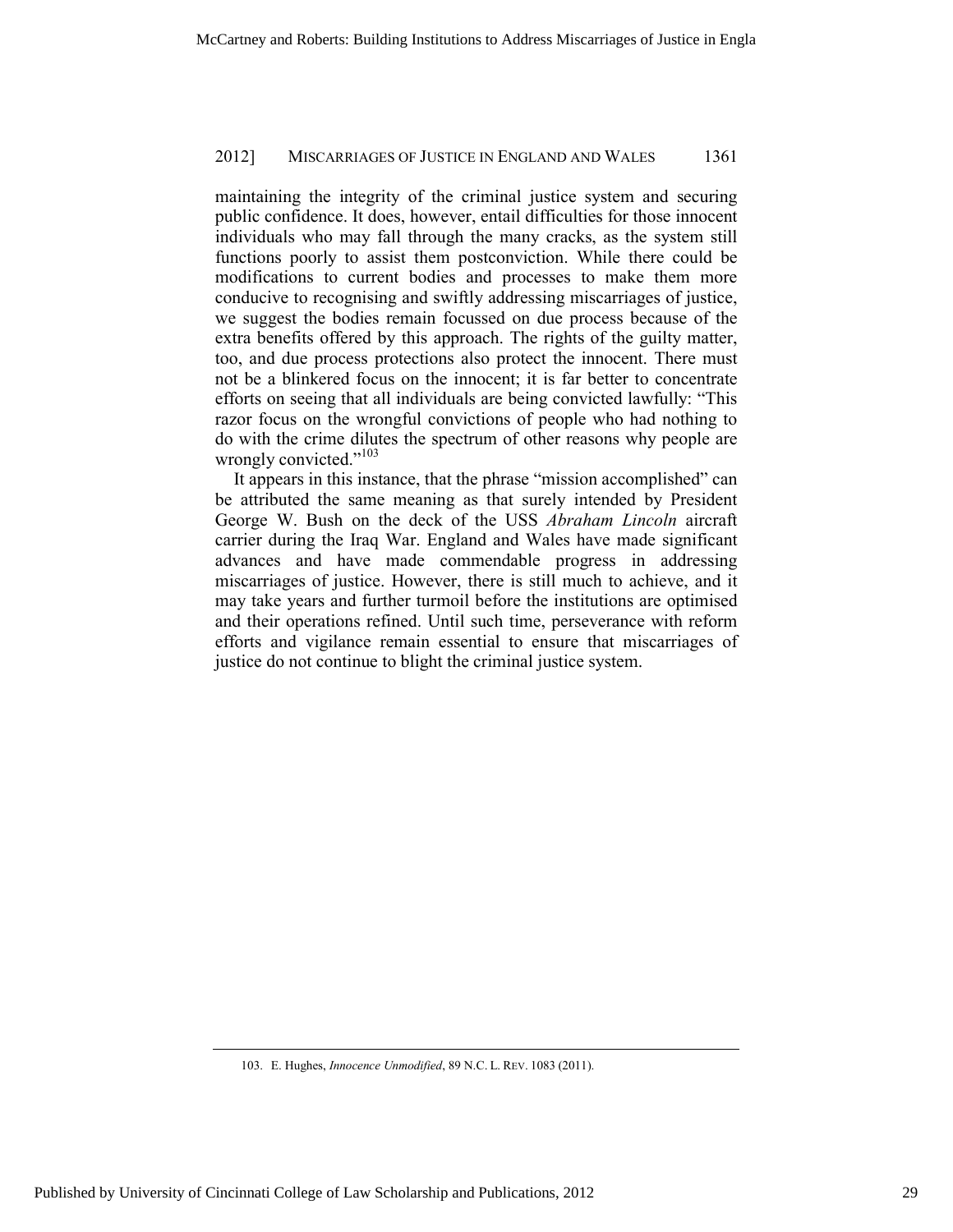maintaining the integrity of the criminal justice system and securing public confidence. It does, however, entail difficulties for those innocent individuals who may fall through the many cracks, as the system still functions poorly to assist them postconviction. While there could be modifications to current bodies and processes to make them more conducive to recognising and swiftly addressing miscarriages of justice, we suggest the bodies remain focussed on due process because of the extra benefits offered by this approach. The rights of the guilty matter, too, and due process protections also protect the innocent. There must not be a blinkered focus on the innocent; it is far better to concentrate efforts on seeing that all individuals are being convicted lawfully: "This razor focus on the wrongful convictions of people who had nothing to do with the crime dilutes the spectrum of other reasons why people are wrongly convicted."[103]

It appears in this instance, that the phrase "mission accomplished" can be attributed the same meaning as that surely intended by President George W. Bush on the deck of the USS *Abraham Lincoln* aircraft carrier during the Iraq War. England and Wales have made significant advances and have made commendable progress in addressing miscarriages of justice. However, there is still much to achieve, and it may take years and further turmoil before the institutions are optimised and their operations refined. Until such time, perseverance with reform efforts and vigilance remain essential to ensure that miscarriages of justice do not continue to blight the criminal justice system.

---

103. E. Hughes, *Innocence Unmodified*, 89 N.C. L. REV. 1083 (2011).